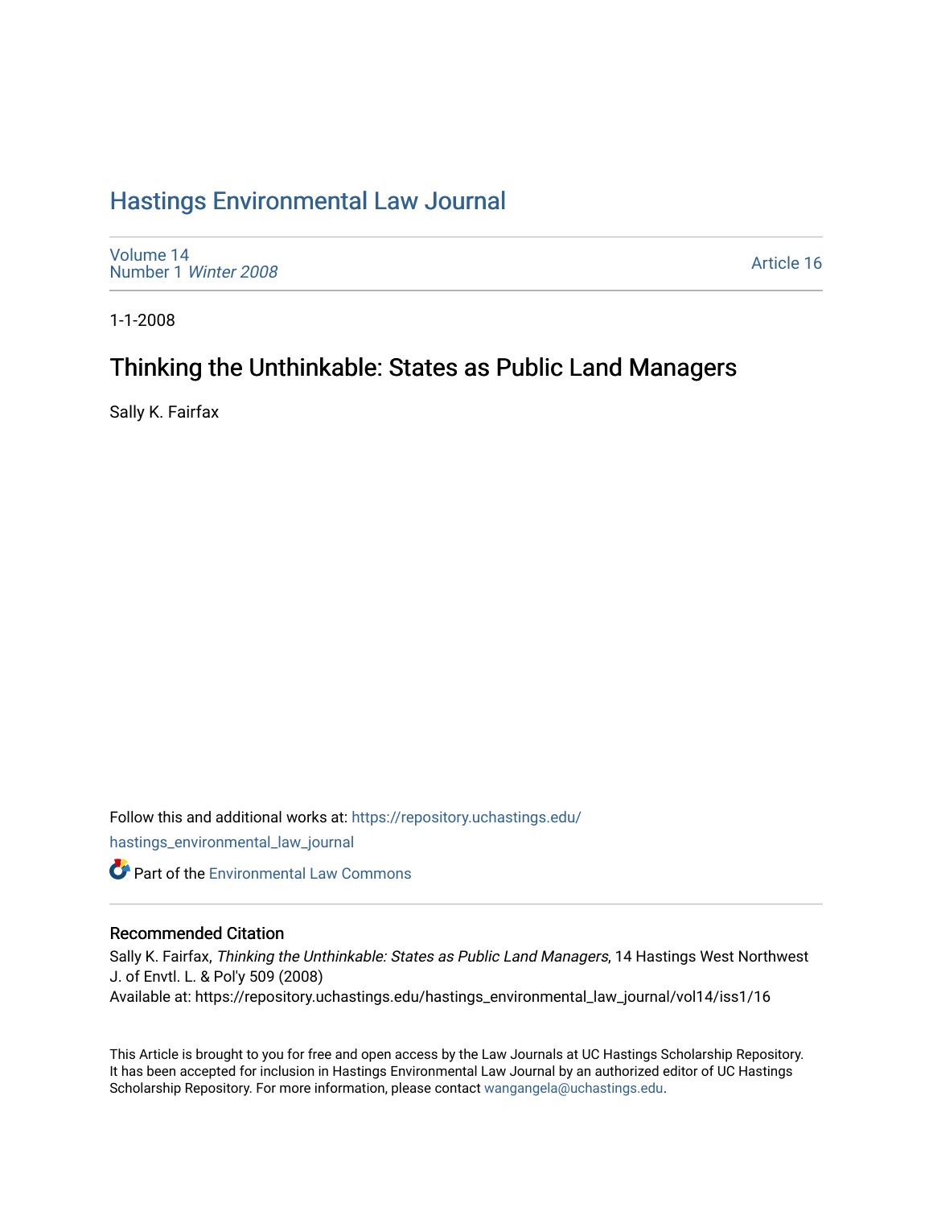# Hastings Environmental Law Journal

Volume 14
Number 1 *Winter 2008*

Article 16

1-1-2008

## Thinking the Unthinkable: States as Public Land Managers

Sally K. Fairfax

Follow this and additional works at: https://repository.uchastings.edu/hastings_environmental_law_journal

Part of the Environmental Law Commons

### Recommended Citation

Sally K. Fairfax, *Thinking the Unthinkable: States as Public Land Managers*, 14 Hastings West Northwest J. of Envtl. L. & Pol'y 509 (2008)
Available at: https://repository.uchastings.edu/hastings_environmental_law_journal/vol14/iss1/16

This Article is brought to you for free and open access by the Law Journals at UC Hastings Scholarship Repository. It has been accepted for inclusion in Hastings Environmental Law Journal by an authorized editor of UC Hastings Scholarship Repository. For more information, please contact wangangela@uchastings.edu.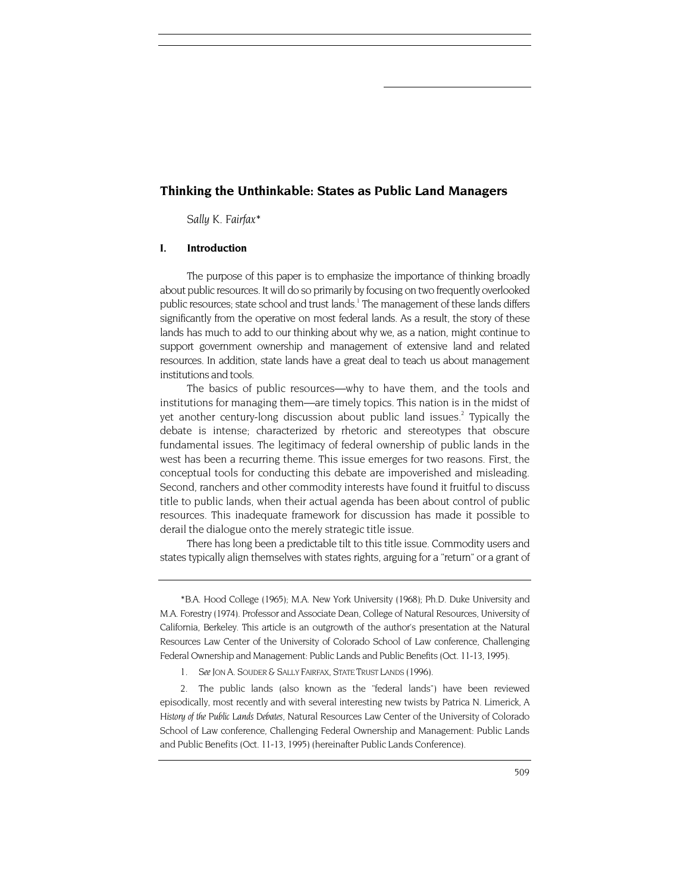# Thinking the Unthinkable: States as Public Land Managers

*Sally K. Fairfax**

## I. Introduction

The purpose of this paper is to emphasize the importance of thinking broadly about public resources. It will do so primarily by focusing on two frequently overlooked public resources; state school and trust lands.[1] The management of these lands differs significantly from the operative on most federal lands. As a result, the story of these lands has much to add to our thinking about why we, as a nation, might continue to support government ownership and management of extensive land and related resources. In addition, state lands have a great deal to teach us about management institutions and tools.

The basics of public resources—why to have them, and the tools and institutions for managing them—are timely topics. This nation is in the midst of yet another century-long discussion about public land issues.[2] Typically the debate is intense; characterized by rhetoric and stereotypes that obscure fundamental issues. The legitimacy of federal ownership of public lands in the west has been a recurring theme. This issue emerges for two reasons. First, the conceptual tools for conducting this debate are impoverished and misleading. Second, ranchers and other commodity interests have found it fruitful to discuss title to public lands, when their actual agenda has been about control of public resources. This inadequate framework for discussion has made it possible to derail the dialogue onto the merely strategic title issue.

There has long been a predictable tilt to this title issue. Commodity users and states typically align themselves with states rights, arguing for a "return" or a grant of

---

*B.A. Hood College (1965); M.A. New York University (1968); Ph.D. Duke University and M.A. Forestry (1974). Professor and Associate Dean, College of Natural Resources, University of California, Berkeley. This article is an outgrowth of the author's presentation at the Natural Resources Law Center of the University of Colorado School of Law conference, Challenging Federal Ownership and Management: Public Lands and Public Benefits (Oct. 11-13, 1995).

1. *See* JON A. SOUDER & SALLY FAIRFAX, STATE TRUST LANDS (1996).

2. The public lands (also known as the "federal lands") have been reviewed episodically, most recently and with several interesting new twists by Patrica N. Limerick, *A History of the Public Lands Debates*, Natural Resources Law Center of the University of Colorado School of Law conference, Challenging Federal Ownership and Management: Public Lands and Public Benefits (Oct. 11-13, 1995) (hereinafter Public Lands Conference).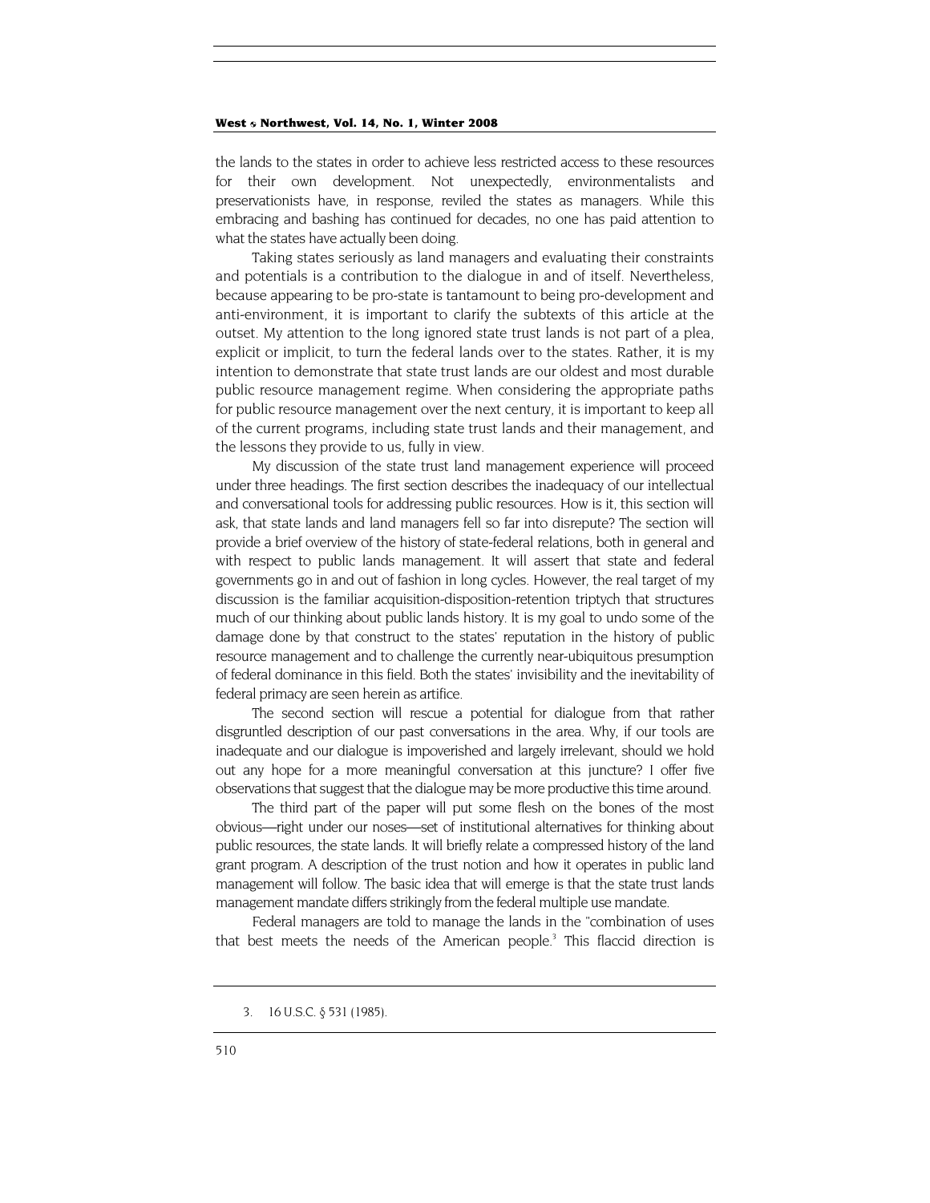the lands to the states in order to achieve less restricted access to these resources for their own development. Not unexpectedly, environmentalists and preservationists have, in response, reviled the states as managers. While this embracing and bashing has continued for decades, no one has paid attention to what the states have actually been doing.

Taking states seriously as land managers and evaluating their constraints and potentials is a contribution to the dialogue in and of itself. Nevertheless, because appearing to be pro-state is tantamount to being pro-development and anti-environment, it is important to clarify the subtexts of this article at the outset. My attention to the long ignored state trust lands is not part of a plea, explicit or implicit, to turn the federal lands over to the states. Rather, it is my intention to demonstrate that state trust lands are our oldest and most durable public resource management regime. When considering the appropriate paths for public resource management over the next century, it is important to keep all of the current programs, including state trust lands and their management, and the lessons they provide to us, fully in view.

My discussion of the state trust land management experience will proceed under three headings. The first section describes the inadequacy of our intellectual and conversational tools for addressing public resources. How is it, this section will ask, that state lands and land managers fell so far into disrepute? The section will provide a brief overview of the history of state-federal relations, both in general and with respect to public lands management. It will assert that state and federal governments go in and out of fashion in long cycles. However, the real target of my discussion is the familiar acquisition-disposition-retention triptych that structures much of our thinking about public lands history. It is my goal to undo some of the damage done by that construct to the states' reputation in the history of public resource management and to challenge the currently near-ubiquitous presumption of federal dominance in this field. Both the states' invisibility and the inevitability of federal primacy are seen herein as artifice.

The second section will rescue a potential for dialogue from that rather disgruntled description of our past conversations in the area. Why, if our tools are inadequate and our dialogue is impoverished and largely irrelevant, should we hold out any hope for a more meaningful conversation at this juncture? I offer five observations that suggest that the dialogue may be more productive this time around.

The third part of the paper will put some flesh on the bones of the most obvious—right under our noses—set of institutional alternatives for thinking about public resources, the state lands. It will briefly relate a compressed history of the land grant program. A description of the trust notion and how it operates in public land management will follow. The basic idea that will emerge is that the state trust lands management mandate differs strikingly from the federal multiple use mandate.

Federal managers are told to manage the lands in the "combination of uses that best meets the needs of the American people.[3] This flaccid direction is

---

3. 16 U.S.C. § 531 (1985).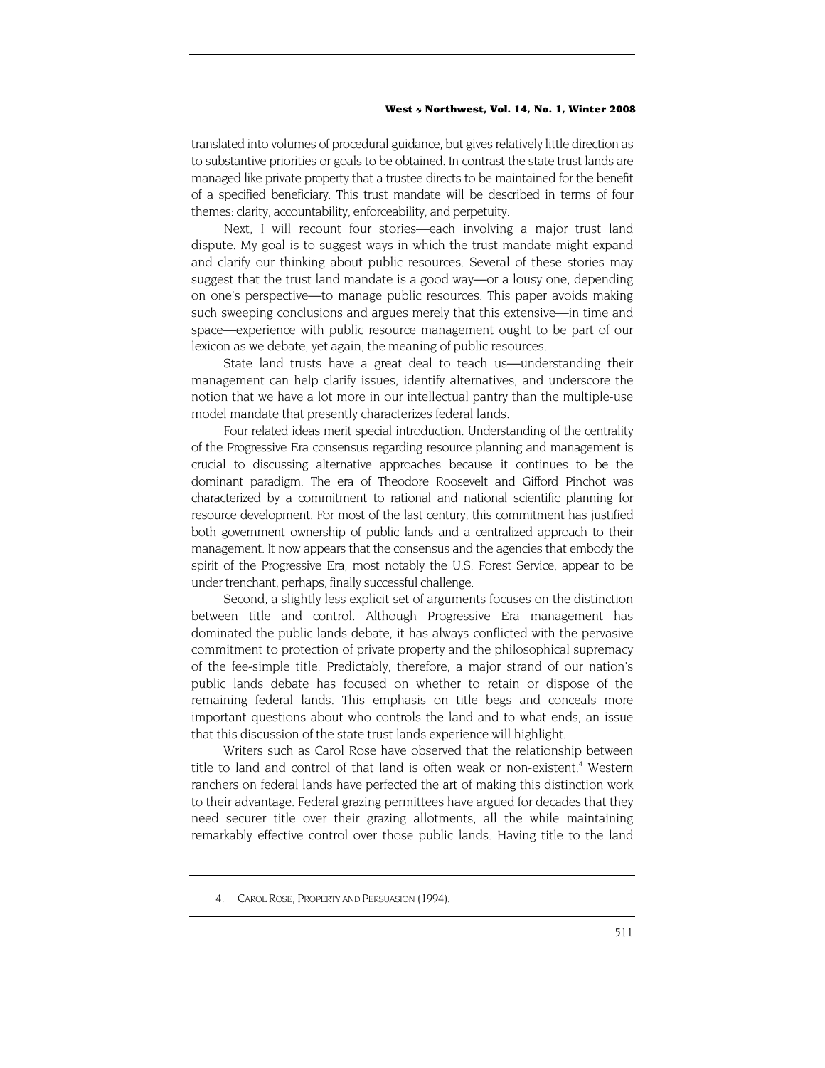translated into volumes of procedural guidance, but gives relatively little direction as to substantive priorities or goals to be obtained. In contrast the state trust lands are managed like private property that a trustee directs to be maintained for the benefit of a specified beneficiary. This trust mandate will be described in terms of four themes: clarity, accountability, enforceability, and perpetuity.

Next, I will recount four stories—each involving a major trust land dispute. My goal is to suggest ways in which the trust mandate might expand and clarify our thinking about public resources. Several of these stories may suggest that the trust land mandate is a good way—or a lousy one, depending on one's perspective—to manage public resources. This paper avoids making such sweeping conclusions and argues merely that this extensive—in time and space—experience with public resource management ought to be part of our lexicon as we debate, yet again, the meaning of public resources.

State land trusts have a great deal to teach us—understanding their management can help clarify issues, identify alternatives, and underscore the notion that we have a lot more in our intellectual pantry than the multiple-use model mandate that presently characterizes federal lands.

Four related ideas merit special introduction. Understanding of the centrality of the Progressive Era consensus regarding resource planning and management is crucial to discussing alternative approaches because it continues to be the dominant paradigm. The era of Theodore Roosevelt and Gifford Pinchot was characterized by a commitment to rational and national scientific planning for resource development. For most of the last century, this commitment has justified both government ownership of public lands and a centralized approach to their management. It now appears that the consensus and the agencies that embody the spirit of the Progressive Era, most notably the U.S. Forest Service, appear to be under trenchant, perhaps, finally successful challenge.

Second, a slightly less explicit set of arguments focuses on the distinction between title and control. Although Progressive Era management has dominated the public lands debate, it has always conflicted with the pervasive commitment to protection of private property and the philosophical supremacy of the fee-simple title. Predictably, therefore, a major strand of our nation's public lands debate has focused on whether to retain or dispose of the remaining federal lands. This emphasis on title begs and conceals more important questions about who controls the land and to what ends, an issue that this discussion of the state trust lands experience will highlight.

Writers such as Carol Rose have observed that the relationship between title to land and control of that land is often weak or non-existent.[4] Western ranchers on federal lands have perfected the art of making this distinction work to their advantage. Federal grazing permittees have argued for decades that they need securer title over their grazing allotments, all the while maintaining remarkably effective control over those public lands. Having title to the land

---

4. CAROL ROSE, PROPERTY AND PERSUASION (1994).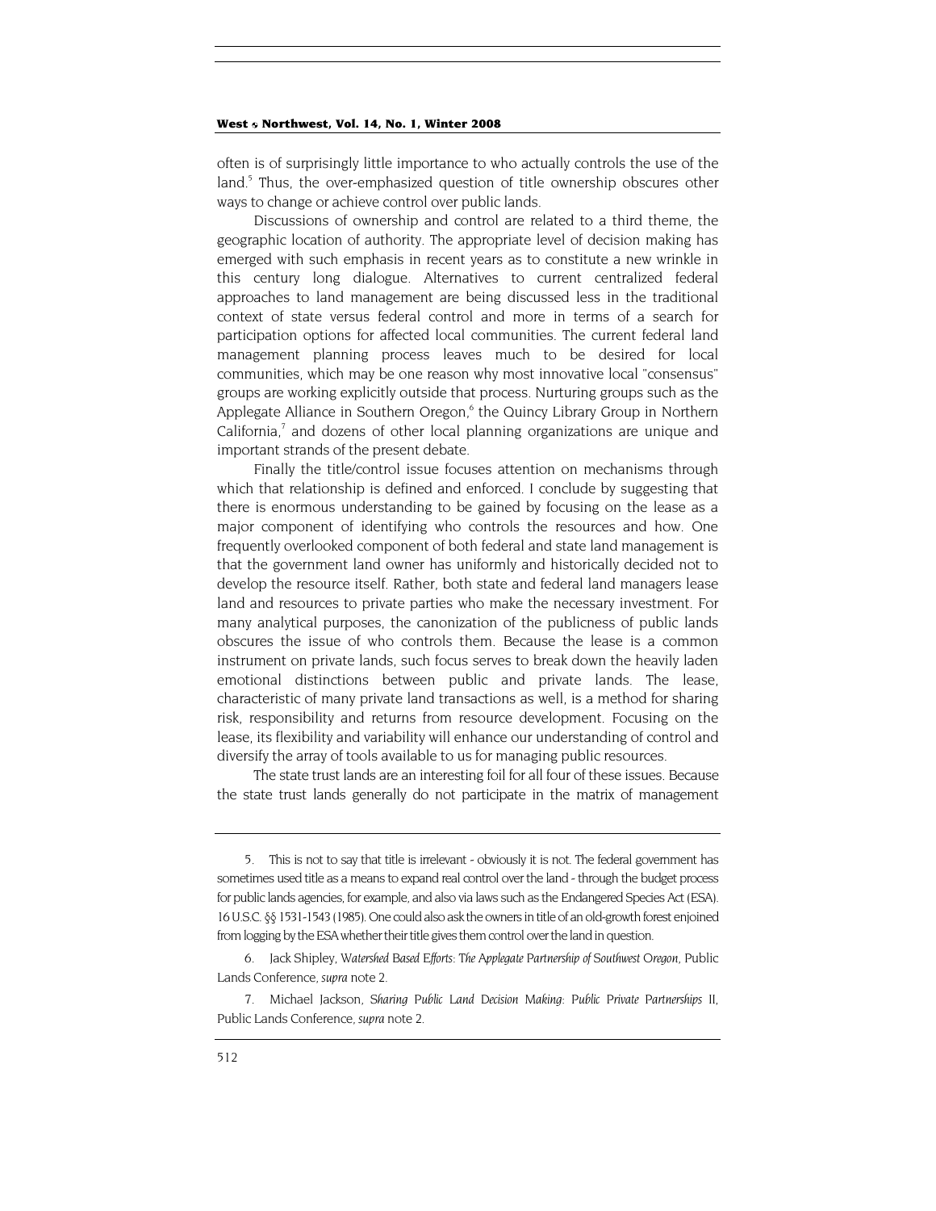often is of surprisingly little importance to who actually controls the use of the land.[5] Thus, the over-emphasized question of title ownership obscures other ways to change or achieve control over public lands.

Discussions of ownership and control are related to a third theme, the geographic location of authority. The appropriate level of decision making has emerged with such emphasis in recent years as to constitute a new wrinkle in this century long dialogue. Alternatives to current centralized federal approaches to land management are being discussed less in the traditional context of state versus federal control and more in terms of a search for participation options for affected local communities. The current federal land management planning process leaves much to be desired for local communities, which may be one reason why most innovative local "consensus" groups are working explicitly outside that process. Nurturing groups such as the Applegate Alliance in Southern Oregon,[6] the Quincy Library Group in Northern California,[7] and dozens of other local planning organizations are unique and important strands of the present debate.

Finally the title/control issue focuses attention on mechanisms through which that relationship is defined and enforced. I conclude by suggesting that there is enormous understanding to be gained by focusing on the lease as a major component of identifying who controls the resources and how. One frequently overlooked component of both federal and state land management is that the government land owner has uniformly and historically decided not to develop the resource itself. Rather, both state and federal land managers lease land and resources to private parties who make the necessary investment. For many analytical purposes, the canonization of the publicness of public lands obscures the issue of who controls them. Because the lease is a common instrument on private lands, such focus serves to break down the heavily laden emotional distinctions between public and private lands. The lease, characteristic of many private land transactions as well, is a method for sharing risk, responsibility and returns from resource development. Focusing on the lease, its flexibility and variability will enhance our understanding of control and diversify the array of tools available to us for managing public resources.

The state trust lands are an interesting foil for all four of these issues. Because the state trust lands generally do not participate in the matrix of management

---

5. This is not to say that title is irrelevant - obviously it is not. The federal government has sometimes used title as a means to expand real control over the land - through the budget process for public lands agencies, for example, and also via laws such as the Endangered Species Act (ESA). 16 U.S.C. §§ 1531-1543 (1985). One could also ask the owners in title of an old-growth forest enjoined from logging by the ESA whether their title gives them control over the land in question.

6. Jack Shipley, *Watershed Based Efforts: The Applegate Partnership of Southwest Oregon*, Public Lands Conference, *supra* note 2.

7. Michael Jackson, *Sharing Public Land Decision Making: Public Private Partnerships II*, Public Lands Conference, *supra* note 2.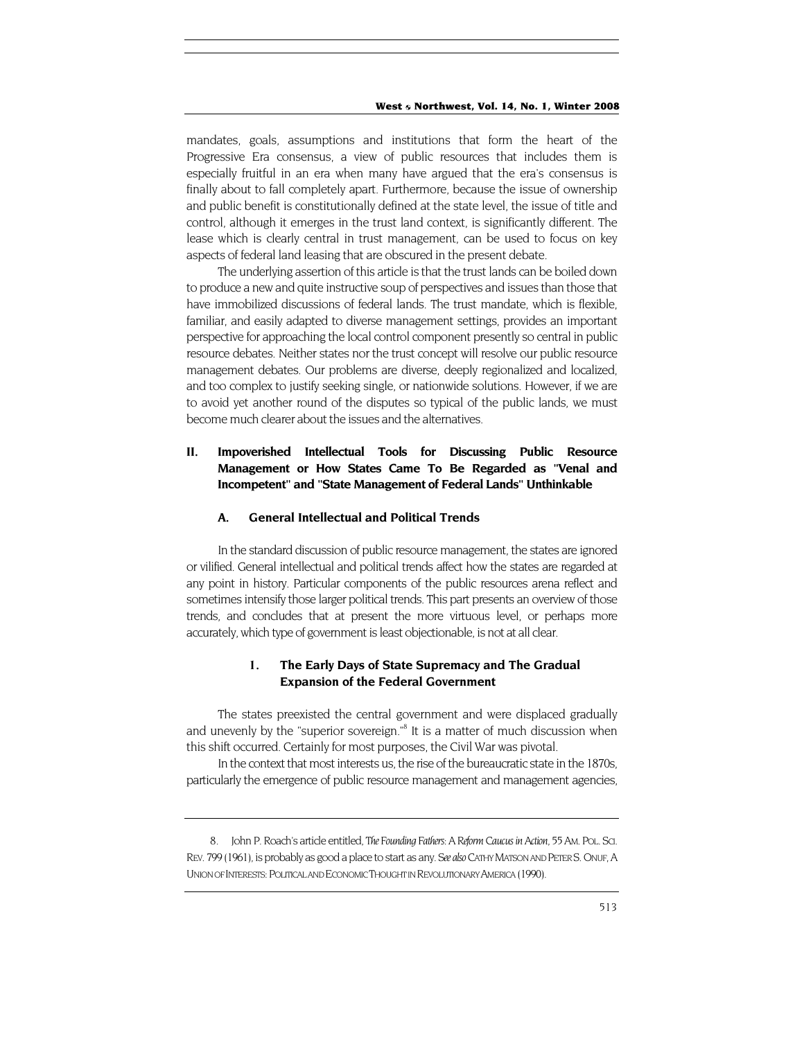mandates, goals, assumptions and institutions that form the heart of the Progressive Era consensus, a view of public resources that includes them is especially fruitful in an era when many have argued that the era's consensus is finally about to fall completely apart. Furthermore, because the issue of ownership and public benefit is constitutionally defined at the state level, the issue of title and control, although it emerges in the trust land context, is significantly different. The lease which is clearly central in trust management, can be used to focus on key aspects of federal land leasing that are obscured in the present debate.

The underlying assertion of this article is that the trust lands can be boiled down to produce a new and quite instructive soup of perspectives and issues than those that have immobilized discussions of federal lands. The trust mandate, which is flexible, familiar, and easily adapted to diverse management settings, provides an important perspective for approaching the local control component presently so central in public resource debates. Neither states nor the trust concept will resolve our public resource management debates. Our problems are diverse, deeply regionalized and localized, and too complex to justify seeking single, or nationwide solutions. However, if we are to avoid yet another round of the disputes so typical of the public lands, we must become much clearer about the issues and the alternatives.

## II. Impoverished Intellectual Tools for Discussing Public Resource Management or How States Came To Be Regarded as "Venal and Incompetent" and "State Management of Federal Lands" Unthinkable

### A. General Intellectual and Political Trends

In the standard discussion of public resource management, the states are ignored or vilified. General intellectual and political trends affect how the states are regarded at any point in history. Particular components of the public resources arena reflect and sometimes intensify those larger political trends. This part presents an overview of those trends, and concludes that at present the more virtuous level, or perhaps more accurately, which type of government is least objectionable, is not at all clear.

#### 1. The Early Days of State Supremacy and The Gradual Expansion of the Federal Government

The states preexisted the central government and were displaced gradually and unevenly by the "superior sovereign."[8] It is a matter of much discussion when this shift occurred. Certainly for most purposes, the Civil War was pivotal.

In the context that most interests us, the rise of the bureaucratic state in the 1870s, particularly the emergence of public resource management and management agencies,

---

8. John P. Roach's article entitled, *The Founding Fathers: A Reform Caucus in Action*, 55 AM. POL. SCI. REV. 799 (1961), is probably as good a place to start as any. *See also* CATHY MATSON AND PETER S. ONUF, A UNION OF INTERESTS: POLITICAL AND ECONOMIC THOUGHT IN REVOLUTIONARY AMERICA (1990).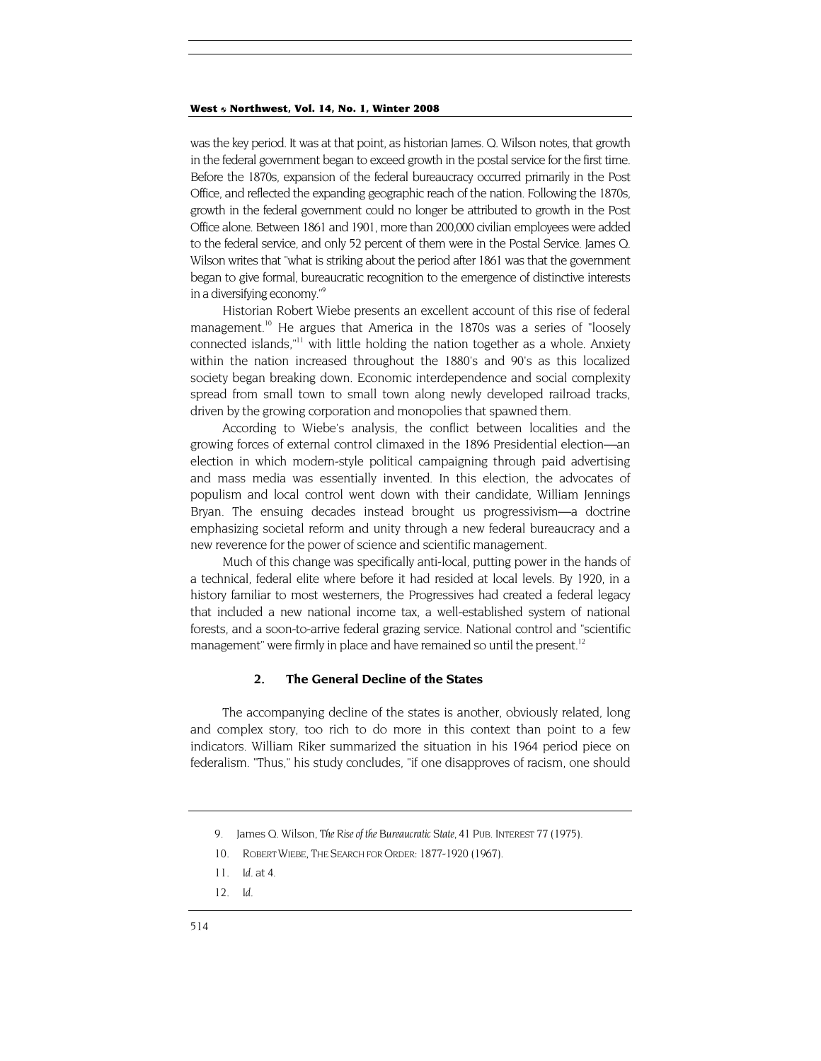was the key period. It was at that point, as historian James. Q. Wilson notes, that growth in the federal government began to exceed growth in the postal service for the first time. Before the 1870s, expansion of the federal bureaucracy occurred primarily in the Post Office, and reflected the expanding geographic reach of the nation. Following the 1870s, growth in the federal government could no longer be attributed to growth in the Post Office alone. Between 1861 and 1901, more than 200,000 civilian employees were added to the federal service, and only 52 percent of them were in the Postal Service. James Q. Wilson writes that "what is striking about the period after 1861 was that the government began to give formal, bureaucratic recognition to the emergence of distinctive interests in a diversifying economy."[9]

Historian Robert Wiebe presents an excellent account of this rise of federal management.[10] He argues that America in the 1870s was a series of "loosely connected islands,"[11] with little holding the nation together as a whole. Anxiety within the nation increased throughout the 1880's and 90's as this localized society began breaking down. Economic interdependence and social complexity spread from small town to small town along newly developed railroad tracks, driven by the growing corporation and monopolies that spawned them.

According to Wiebe's analysis, the conflict between localities and the growing forces of external control climaxed in the 1896 Presidential election—an election in which modern-style political campaigning through paid advertising and mass media was essentially invented. In this election, the advocates of populism and local control went down with their candidate, William Jennings Bryan. The ensuing decades instead brought us progressivism—a doctrine emphasizing societal reform and unity through a new federal bureaucracy and a new reverence for the power of science and scientific management.

Much of this change was specifically anti-local, putting power in the hands of a technical, federal elite where before it had resided at local levels. By 1920, in a history familiar to most westerners, the Progressives had created a federal legacy that included a new national income tax, a well-established system of national forests, and a soon-to-arrive federal grazing service. National control and "scientific management" were firmly in place and have remained so until the present.[12]

### 2. The General Decline of the States

The accompanying decline of the states is another, obviously related, long and complex story, too rich to do more in this context than point to a few indicators. William Riker summarized the situation in his 1964 period piece on federalism. "Thus," his study concludes, "if one disapproves of racism, one should

---

9. James Q. Wilson, *The Rise of the Bureaucratic State*, 41 PUB. INTEREST 77 (1975).

10. ROBERT WIEBE, THE SEARCH FOR ORDER: 1877-1920 (1967).

11. *Id.* at 4.

12. *Id.*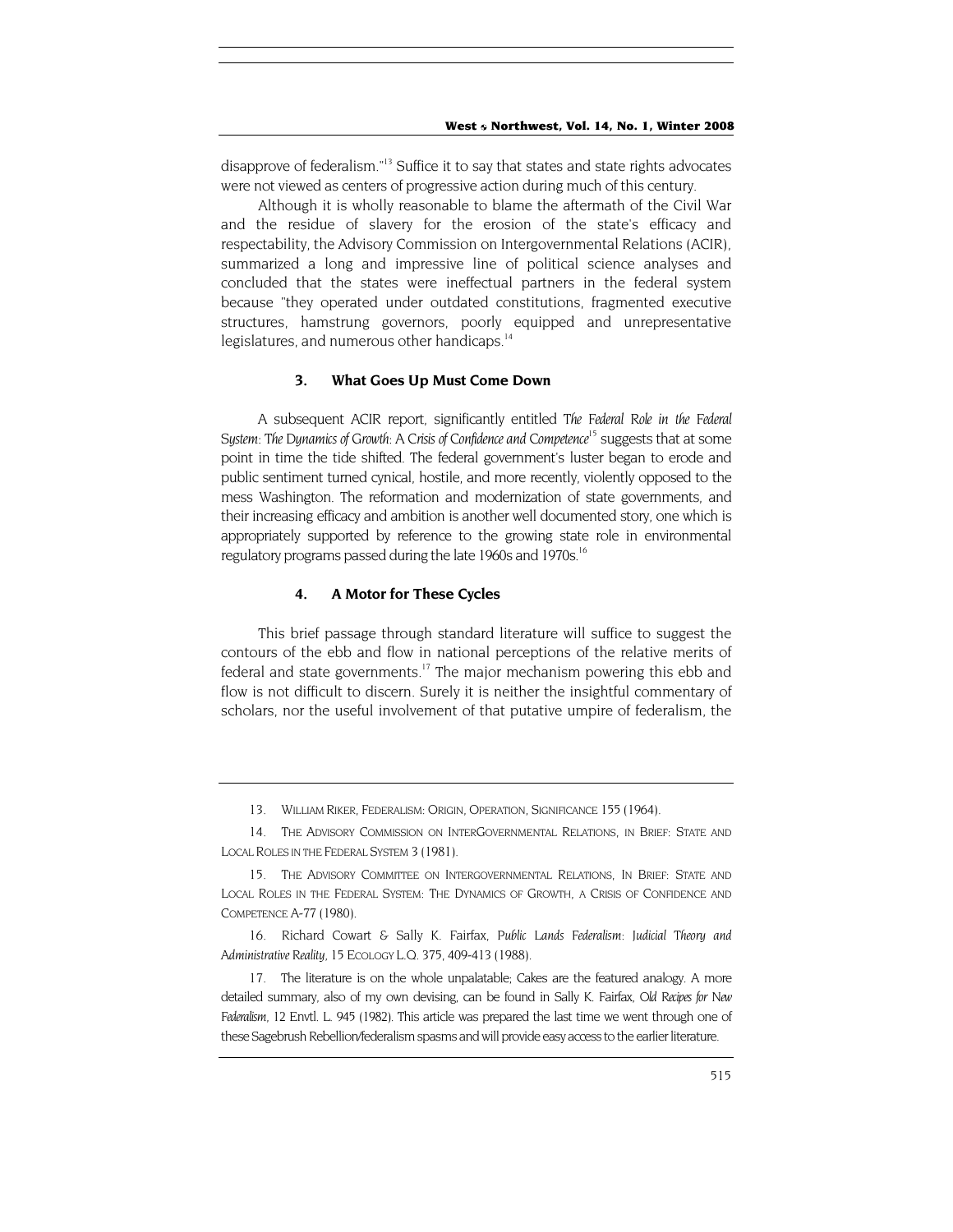disapprove of federalism."[13] Suffice it to say that states and state rights advocates were not viewed as centers of progressive action during much of this century.

Although it is wholly reasonable to blame the aftermath of the Civil War and the residue of slavery for the erosion of the state's efficacy and respectability, the Advisory Commission on Intergovernmental Relations (ACIR), summarized a long and impressive line of political science analyses and concluded that the states were ineffectual partners in the federal system because "they operated under outdated constitutions, fragmented executive structures, hamstrung governors, poorly equipped and unrepresentative legislatures, and numerous other handicaps.[14]

### 3. What Goes Up Must Come Down

A subsequent ACIR report, significantly entitled *The Federal Role in the Federal System: The Dynamics of Growth: A Crisis of Confidence and Competence*[15] suggests that at some point in time the tide shifted. The federal government's luster began to erode and public sentiment turned cynical, hostile, and more recently, violently opposed to the mess Washington. The reformation and modernization of state governments, and their increasing efficacy and ambition is another well documented story, one which is appropriately supported by reference to the growing state role in environmental regulatory programs passed during the late 1960s and 1970s.[16]

### 4. A Motor for These Cycles

This brief passage through standard literature will suffice to suggest the contours of the ebb and flow in national perceptions of the relative merits of federal and state governments.[17] The major mechanism powering this ebb and flow is not difficult to discern. Surely it is neither the insightful commentary of scholars, nor the useful involvement of that putative umpire of federalism, the

---

13. WILLIAM RIKER, FEDERALISM: ORIGIN, OPERATION, SIGNIFICANCE 155 (1964).

14. THE ADVISORY COMMISSION ON INTERGOVERNMENTAL RELATIONS, IN BRIEF: STATE AND LOCAL ROLES IN THE FEDERAL SYSTEM 3 (1981).

15. THE ADVISORY COMMITTEE ON INTERGOVERNMENTAL RELATIONS, IN BRIEF: STATE AND LOCAL ROLES IN THE FEDERAL SYSTEM: THE DYNAMICS OF GROWTH, A CRISIS OF CONFIDENCE AND COMPETENCE A-77 (1980).

16. Richard Cowart & Sally K. Fairfax, *Public Lands Federalism: Judicial Theory and Administrative Reality*, 15 ECOLOGY L.Q. 375, 409-413 (1988).

17. The literature is on the whole unpalatable; Cakes are the featured analogy. A more detailed summary, also of my own devising, can be found in Sally K. Fairfax, *Old Recipes for New Federalism*, 12 Envtl. L. 945 (1982). This article was prepared the last time we went through one of these Sagebrush Rebellion/federalism spasms and will provide easy access to the earlier literature.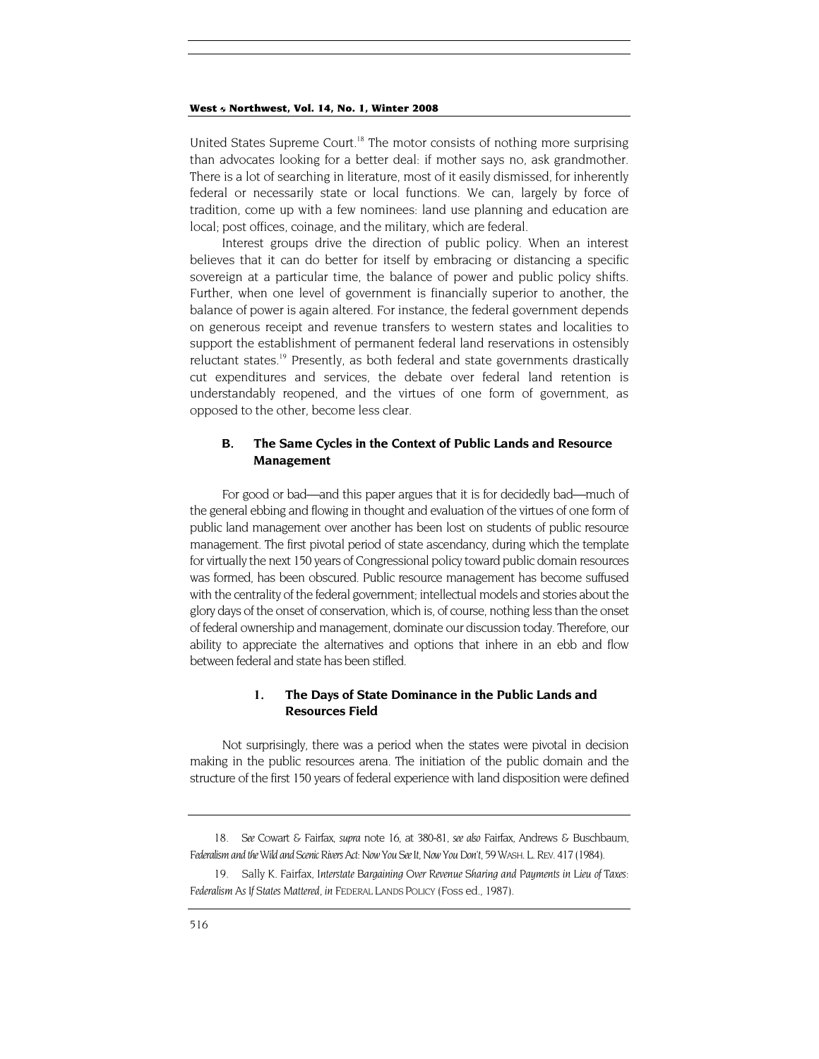United States Supreme Court.[18] The motor consists of nothing more surprising than advocates looking for a better deal: if mother says no, ask grandmother. There is a lot of searching in literature, most of it easily dismissed, for inherently federal or necessarily state or local functions. We can, largely by force of tradition, come up with a few nominees: land use planning and education are local; post offices, coinage, and the military, which are federal.

Interest groups drive the direction of public policy. When an interest believes that it can do better for itself by embracing or distancing a specific sovereign at a particular time, the balance of power and public policy shifts. Further, when one level of government is financially superior to another, the balance of power is again altered. For instance, the federal government depends on generous receipt and revenue transfers to western states and localities to support the establishment of permanent federal land reservations in ostensibly reluctant states.[19] Presently, as both federal and state governments drastically cut expenditures and services, the debate over federal land retention is understandably reopened, and the virtues of one form of government, as opposed to the other, become less clear.

### B. The Same Cycles in the Context of Public Lands and Resource Management

For good or bad—and this paper argues that it is for decidedly bad—much of the general ebbing and flowing in thought and evaluation of the virtues of one form of public land management over another has been lost on students of public resource management. The first pivotal period of state ascendancy, during which the template for virtually the next 150 years of Congressional policy toward public domain resources was formed, has been obscured. Public resource management has become suffused with the centrality of the federal government; intellectual models and stories about the glory days of the onset of conservation, which is, of course, nothing less than the onset of federal ownership and management, dominate our discussion today. Therefore, our ability to appreciate the alternatives and options that inhere in an ebb and flow between federal and state has been stifled.

#### 1. The Days of State Dominance in the Public Lands and Resources Field

Not surprisingly, there was a period when the states were pivotal in decision making in the public resources arena. The initiation of the public domain and the structure of the first 150 years of federal experience with land disposition were defined

---

18. *See* Cowart & Fairfax, *supra* note 16, at 380-81, *see also* Fairfax, Andrews & Buschbaum, *Federalism and the Wild and Scenic Rivers Act: Now You See It, Now You Don't*, 59 WASH. L. REV. 417 (1984).

19. Sally K. Fairfax, *Interstate Bargaining Over Revenue Sharing and Payments in Lieu of Taxes: Federalism As If States Mattered*, *in* FEDERAL LANDS POLICY (Foss ed., 1987).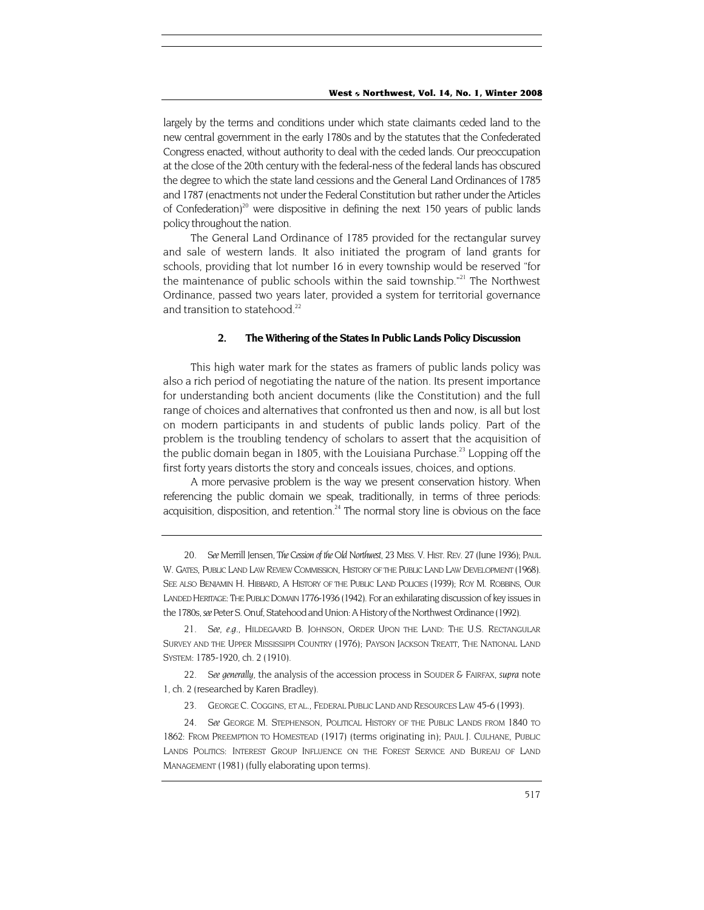largely by the terms and conditions under which state claimants ceded land to the new central government in the early 1780s and by the statutes that the Confederated Congress enacted, without authority to deal with the ceded lands. Our preoccupation at the close of the 20th century with the federal-ness of the federal lands has obscured the degree to which the state land cessions and the General Land Ordinances of 1785 and 1787 (enactments not under the Federal Constitution but rather under the Articles of Confederation)[20] were dispositive in defining the next 150 years of public lands policy throughout the nation.

The General Land Ordinance of 1785 provided for the rectangular survey and sale of western lands. It also initiated the program of land grants for schools, providing that lot number 16 in every township would be reserved "for the maintenance of public schools within the said township."[21] The Northwest Ordinance, passed two years later, provided a system for territorial governance and transition to statehood.[22]

### 2. The Withering of the States In Public Lands Policy Discussion

This high water mark for the states as framers of public lands policy was also a rich period of negotiating the nature of the nation. Its present importance for understanding both ancient documents (like the Constitution) and the full range of choices and alternatives that confronted us then and now, is all but lost on modern participants in and students of public lands policy. Part of the problem is the troubling tendency of scholars to assert that the acquisition of the public domain began in 1805, with the Louisiana Purchase.[23] Lopping off the first forty years distorts the story and conceals issues, choices, and options.

A more pervasive problem is the way we present conservation history. When referencing the public domain we speak, traditionally, in terms of three periods: acquisition, disposition, and retention.[24] The normal story line is obvious on the face

---

20. *See* Merrill Jensen, *The Cession of the Old Northwest*, 23 MISS. V. HIST. REV. 27 (June 1936); PAUL W. GATES, PUBLIC LAND LAW REVIEW COMMISSION, HISTORY OF THE PUBLIC LAND LAW DEVELOPMENT (1968). SEE ALSO BENJAMIN H. HIBBARD, A HISTORY OF THE PUBLIC LAND POLICIES (1939); ROY M. ROBBINS, OUR LANDED HERITAGE: THE PUBLIC DOMAIN 1776-1936 (1942). For an exhilarating discussion of key issues in the 1780s, *see* Peter S. Onuf, Statehood and Union: A History of the Northwest Ordinance (1992).

21. *See, e.g.*, HILDEGAARD B. JOHNSON, ORDER UPON THE LAND: THE U.S. RECTANGULAR SURVEY AND THE UPPER MISSISSIPPI COUNTRY (1976); PAYSON JACKSON TREATT, THE NATIONAL LAND SYSTEM: 1785-1920, ch. 2 (1910).

22. *See generally*, the analysis of the accession process in SOUDER & FAIRFAX, *supra* note 1, ch. 2 (researched by Karen Bradley).

23. GEORGE C. COGGINS, ET AL., FEDERAL PUBLIC LAND AND RESOURCES LAW 45-6 (1993).

24. *See* GEORGE M. STEPHENSON, POLITICAL HISTORY OF THE PUBLIC LANDS FROM 1840 TO 1862: FROM PREEMPTION TO HOMESTEAD (1917) (terms originating in); PAUL J. CULHANE, PUBLIC LANDS POLITICS: INTEREST GROUP INFLUENCE ON THE FOREST SERVICE AND BUREAU OF LAND MANAGEMENT (1981) (fully elaborating upon terms).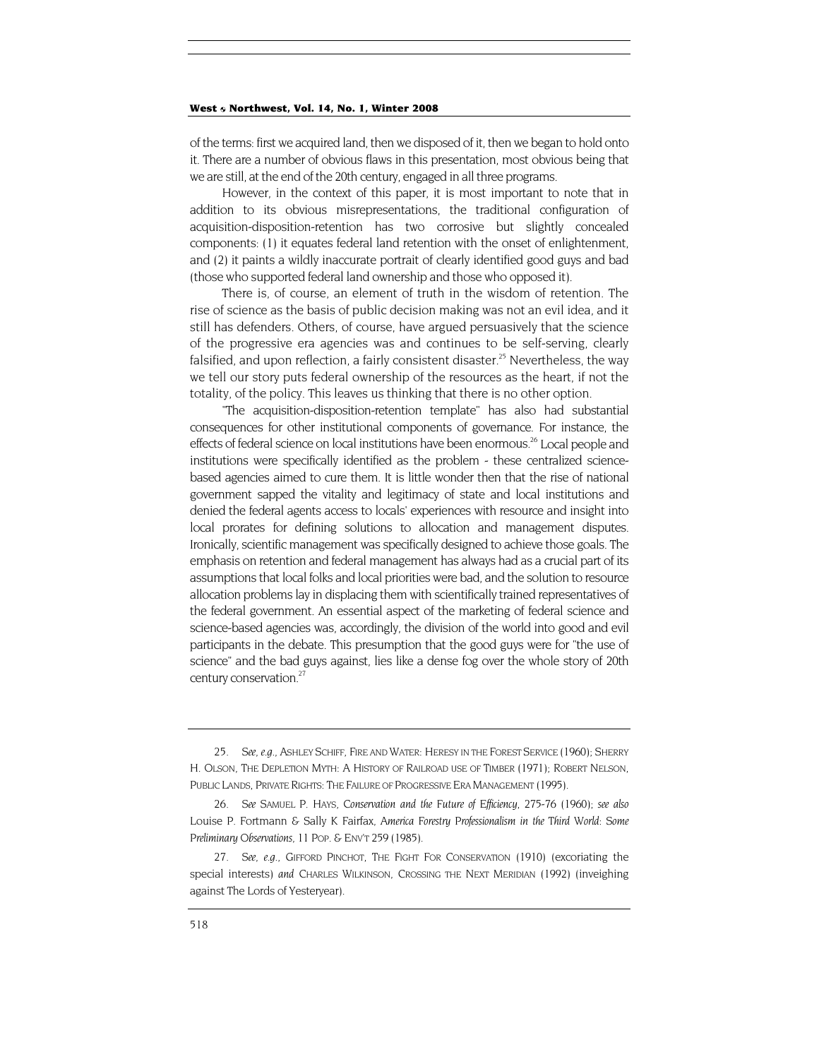of the terms: first we acquired land, then we disposed of it, then we began to hold onto it. There are a number of obvious flaws in this presentation, most obvious being that we are still, at the end of the 20th century, engaged in all three programs.

However, in the context of this paper, it is most important to note that in addition to its obvious misrepresentations, the traditional configuration of acquisition-disposition-retention has two corrosive but slightly concealed components: (1) it equates federal land retention with the onset of enlightenment, and (2) it paints a wildly inaccurate portrait of clearly identified good guys and bad (those who supported federal land ownership and those who opposed it).

There is, of course, an element of truth in the wisdom of retention. The rise of science as the basis of public decision making was not an evil idea, and it still has defenders. Others, of course, have argued persuasively that the science of the progressive era agencies was and continues to be self-serving, clearly falsified, and upon reflection, a fairly consistent disaster.[25] Nevertheless, the way we tell our story puts federal ownership of the resources as the heart, if not the totality, of the policy. This leaves us thinking that there is no other option.

"The acquisition-disposition-retention template" has also had substantial consequences for other institutional components of governance. For instance, the effects of federal science on local institutions have been enormous.[26] Local people and institutions were specifically identified as the problem - these centralized science-based agencies aimed to cure them. It is little wonder then that the rise of national government sapped the vitality and legitimacy of state and local institutions and denied the federal agents access to locals' experiences with resource and insight into local prorates for defining solutions to allocation and management disputes. Ironically, scientific management was specifically designed to achieve those goals. The emphasis on retention and federal management has always had as a crucial part of its assumptions that local folks and local priorities were bad, and the solution to resource allocation problems lay in displacing them with scientifically trained representatives of the federal government. An essential aspect of the marketing of federal science and science-based agencies was, accordingly, the division of the world into good and evil participants in the debate. This presumption that the good guys were for "the use of science" and the bad guys against, lies like a dense fog over the whole story of 20th century conservation.[27]

---

25. *See, e.g.*, ASHLEY SCHIFF, FIRE AND WATER: HERESY IN THE FOREST SERVICE (1960); SHERRY H. OLSON, THE DEPLETION MYTH: A HISTORY OF RAILROAD USE OF TIMBER (1971); ROBERT NELSON, PUBLIC LANDS, PRIVATE RIGHTS: THE FAILURE OF PROGRESSIVE ERA MANAGEMENT (1995).

26. *See* SAMUEL P. HAYS, *Conservation and the Future of Efficiency*, 275-76 (1960); *see also* Louise P. Fortmann & Sally K Fairfax, *America Forestry Professionalism in the Third World: Some Preliminary Observations*, 11 POP. & ENV'T 259 (1985).

27. *See, e.g.,* GIFFORD PINCHOT, THE FIGHT FOR CONSERVATION (1910) (excoriating the special interests) *and* CHARLES WILKINSON, CROSSING THE NEXT MERIDIAN (1992) (inveighing against The Lords of Yesteryear).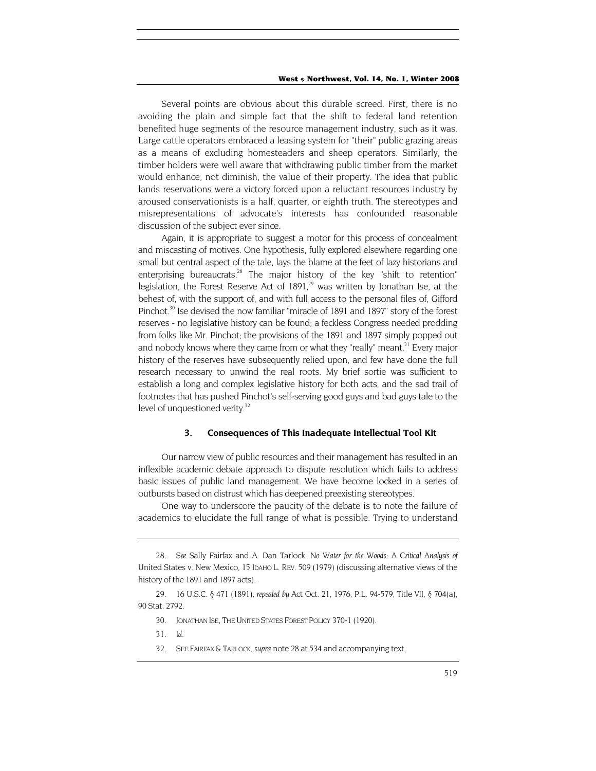Several points are obvious about this durable screed. First, there is no avoiding the plain and simple fact that the shift to federal land retention benefited huge segments of the resource management industry, such as it was. Large cattle operators embraced a leasing system for "their" public grazing areas as a means of excluding homesteaders and sheep operators. Similarly, the timber holders were well aware that withdrawing public timber from the market would enhance, not diminish, the value of their property. The idea that public lands reservations were a victory forced upon a reluctant resources industry by aroused conservationists is a half, quarter, or eighth truth. The stereotypes and misrepresentations of advocate's interests has confounded reasonable discussion of the subject ever since.

Again, it is appropriate to suggest a motor for this process of concealment and miscasting of motives. One hypothesis, fully explored elsewhere regarding one small but central aspect of the tale, lays the blame at the feet of lazy historians and enterprising bureaucrats.[28] The major history of the key "shift to retention" legislation, the Forest Reserve Act of 1891,[29] was written by Jonathan Ise, at the behest of, with the support of, and with full access to the personal files of, Gifford Pinchot.[30] Ise devised the now familiar "miracle of 1891 and 1897" story of the forest reserves - no legislative history can be found; a feckless Congress needed prodding from folks like Mr. Pinchot; the provisions of the 1891 and 1897 simply popped out and nobody knows where they came from or what they "really" meant.[31] Every major history of the reserves have subsequently relied upon, and few have done the full research necessary to unwind the real roots. My brief sortie was sufficient to establish a long and complex legislative history for both acts, and the sad trail of footnotes that has pushed Pinchot's self-serving good guys and bad guys tale to the level of unquestioned verity.[32]

### 3. Consequences of This Inadequate Intellectual Tool Kit

Our narrow view of public resources and their management has resulted in an inflexible academic debate approach to dispute resolution which fails to address basic issues of public land management. We have become locked in a series of outbursts based on distrust which has deepened preexisting stereotypes.

One way to underscore the paucity of the debate is to note the failure of academics to elucidate the full range of what is possible. Trying to understand

---

28. *See* Sally Fairfax and A. Dan Tarlock, *No Water for the Woods: A Critical Analysis of* United States v. New Mexico, 15 IDAHO L. REV. 509 (1979) (discussing alternative views of the history of the 1891 and 1897 acts).

29. 16 U.S.C. § 471 (1891), *repealed by* Act Oct. 21, 1976, P.L. 94-579, Title VII, § 704(a), 90 Stat. 2792.

30. JONATHAN ISE, THE UNITED STATES FOREST POLICY 370-1 (1920).

31. *Id.*

32. SEE FAIRFAX & TARLOCK, *supra* note 28 at 534 and accompanying text.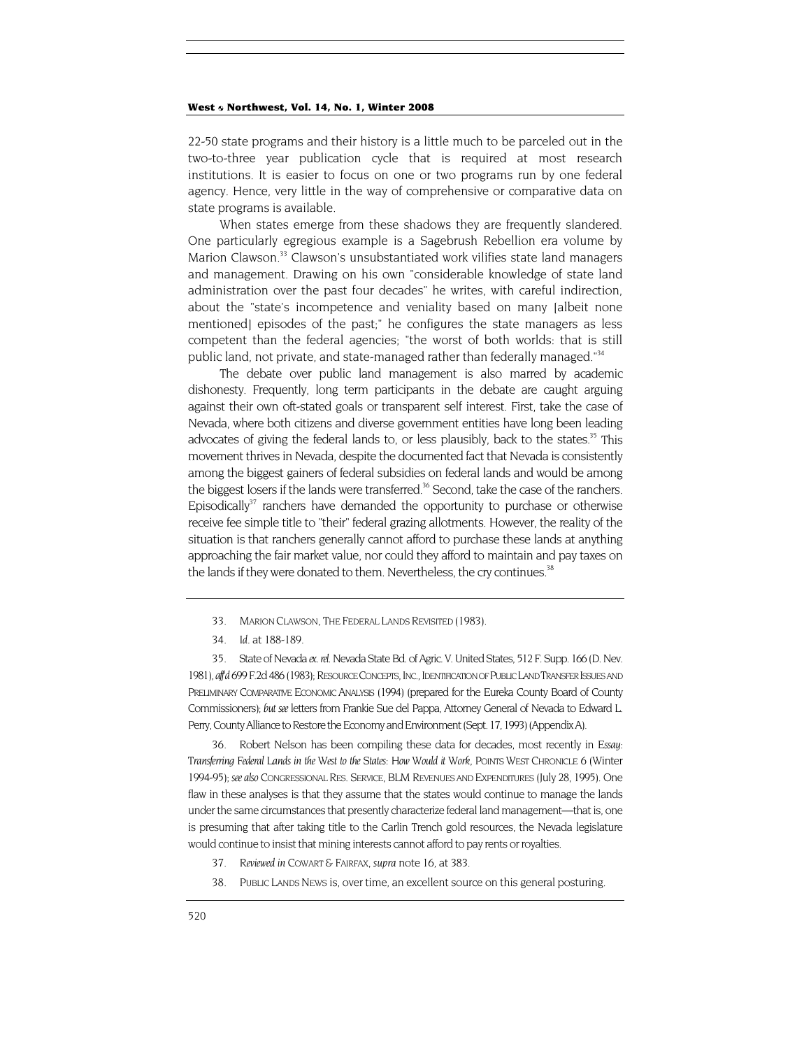22-50 state programs and their history is a little much to be parceled out in the two-to-three year publication cycle that is required at most research institutions. It is easier to focus on one or two programs run by one federal agency. Hence, very little in the way of comprehensive or comparative data on state programs is available.

When states emerge from these shadows they are frequently slandered. One particularly egregious example is a Sagebrush Rebellion era volume by Marion Clawson.[33] Clawson's unsubstantiated work vilifies state land managers and management. Drawing on his own "considerable knowledge of state land administration over the past four decades" he writes, with careful indirection, about the "state's incompetence and veniality based on many [albeit none mentioned] episodes of the past;" he configures the state managers as less competent than the federal agencies; "the worst of both worlds: that is still public land, not private, and state-managed rather than federally managed."[34]

The debate over public land management is also marred by academic dishonesty. Frequently, long term participants in the debate are caught arguing against their own oft-stated goals or transparent self interest. First, take the case of Nevada, where both citizens and diverse government entities have long been leading advocates of giving the federal lands to, or less plausibly, back to the states.[35] This movement thrives in Nevada, despite the documented fact that Nevada is consistently among the biggest gainers of federal subsidies on federal lands and would be among the biggest losers if the lands were transferred.[36] Second, take the case of the ranchers. Episodically[37] ranchers have demanded the opportunity to purchase or otherwise receive fee simple title to "their" federal grazing allotments. However, the reality of the situation is that ranchers generally cannot afford to purchase these lands at anything approaching the fair market value, nor could they afford to maintain and pay taxes on the lands if they were donated to them. Nevertheless, the cry continues.[38]

---

33. MARION CLAWSON, THE FEDERAL LANDS REVISITED (1983).

34. *Id.* at 188-189.

35. State of Nevada *ex. rel.* Nevada State Bd. of Agric. V. United States, 512 F. Supp. 166 (D. Nev. 1981), *aff'd* 699 F.2d 486 (1983); RESOURCE CONCEPTS, INC., IDENTIFICATION OF PUBLIC LAND TRANSFER ISSUES AND PRELIMINARY COMPARATIVE ECONOMIC ANALYSIS (1994) (prepared for the Eureka County Board of County Commissioners); *but see* letters from Frankie Sue del Pappa, Attorney General of Nevada to Edward L. Perry, County Alliance to Restore the Economy and Environment (Sept. 17, 1993) (Appendix A).

36. Robert Nelson has been compiling these data for decades, most recently in *Essay: Transferring Federal Lands in the West to the States: How Would it Work,* POINTS WEST CHRONICLE 6 (Winter 1994-95); *see also* CONGRESSIONAL RES. SERVICE, BLM REVENUES AND EXPENDITURES (July 28, 1995). One flaw in these analyses is that they assume that the states would continue to manage the lands under the same circumstances that presently characterize federal land management—that is, one is presuming that after taking title to the Carlin Trench gold resources, the Nevada legislature would continue to insist that mining interests cannot afford to pay rents or royalties.

37. *Reviewed in* COWART & FAIRFAX, *supra* note 16, at 383.

38. PUBLIC LANDS NEWS is, over time, an excellent source on this general posturing.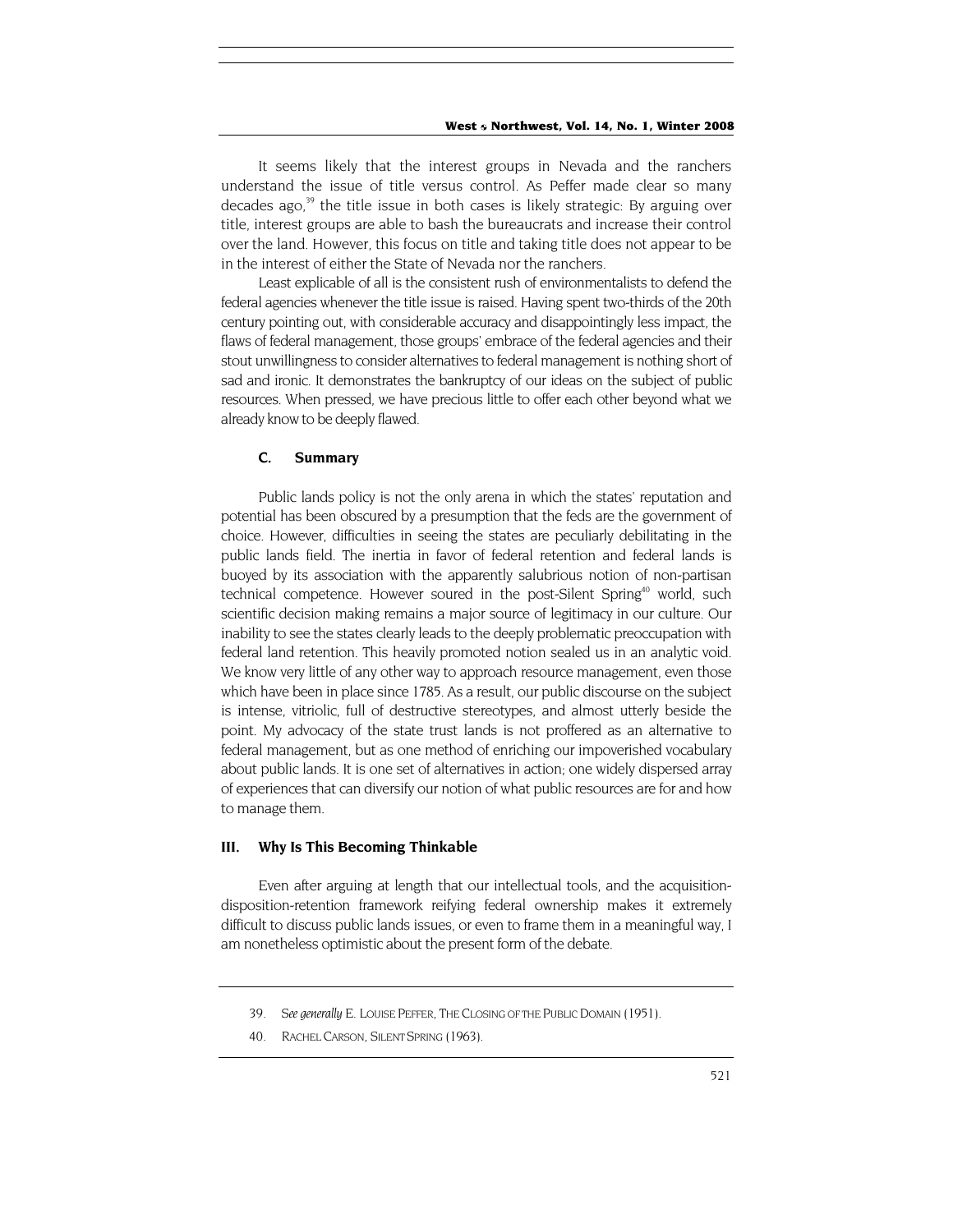It seems likely that the interest groups in Nevada and the ranchers understand the issue of title versus control. As Peffer made clear so many decades ago,[39] the title issue in both cases is likely strategic: By arguing over title, interest groups are able to bash the bureaucrats and increase their control over the land. However, this focus on title and taking title does not appear to be in the interest of either the State of Nevada nor the ranchers.

Least explicable of all is the consistent rush of environmentalists to defend the federal agencies whenever the title issue is raised. Having spent two-thirds of the 20th century pointing out, with considerable accuracy and disappointingly less impact, the flaws of federal management, those groups' embrace of the federal agencies and their stout unwillingness to consider alternatives to federal management is nothing short of sad and ironic. It demonstrates the bankruptcy of our ideas on the subject of public resources. When pressed, we have precious little to offer each other beyond what we already know to be deeply flawed.

### C. Summary

Public lands policy is not the only arena in which the states' reputation and potential has been obscured by a presumption that the feds are the government of choice. However, difficulties in seeing the states are peculiarly debilitating in the public lands field. The inertia in favor of federal retention and federal lands is buoyed by its association with the apparently salubrious notion of non-partisan technical competence. However soured in the post-Silent Spring[40] world, such scientific decision making remains a major source of legitimacy in our culture. Our inability to see the states clearly leads to the deeply problematic preoccupation with federal land retention. This heavily promoted notion sealed us in an analytic void. We know very little of any other way to approach resource management, even those which have been in place since 1785. As a result, our public discourse on the subject is intense, vitriolic, full of destructive stereotypes, and almost utterly beside the point. My advocacy of the state trust lands is not proffered as an alternative to federal management, but as one method of enriching our impoverished vocabulary about public lands. It is one set of alternatives in action; one widely dispersed array of experiences that can diversify our notion of what public resources are for and how to manage them.

## III. Why Is This Becoming Thinkable

Even after arguing at length that our intellectual tools, and the acquisition-disposition-retention framework reifying federal ownership makes it extremely difficult to discuss public lands issues, or even to frame them in a meaningful way, I am nonetheless optimistic about the present form of the debate.

---

39. *See generally* E. LOUISE PEFFER, THE CLOSING OF THE PUBLIC DOMAIN (1951).

40. RACHEL CARSON, SILENT SPRING (1963).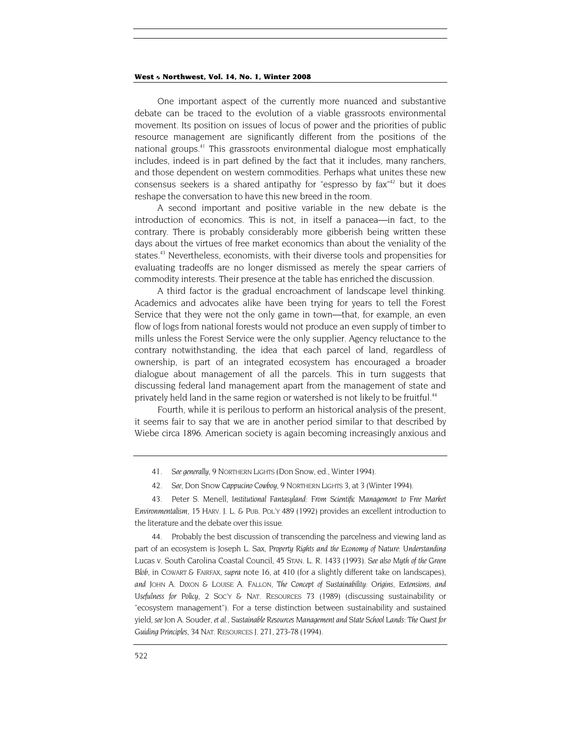One important aspect of the currently more nuanced and substantive debate can be traced to the evolution of a viable grassroots environmental movement. Its position on issues of locus of power and the priorities of public resource management are significantly different from the positions of the national groups.[41] This grassroots environmental dialogue most emphatically includes, indeed is in part defined by the fact that it includes, many ranchers, and those dependent on western commodities. Perhaps what unites these new consensus seekers is a shared antipathy for "espresso by fax"[42] but it does reshape the conversation to have this new breed in the room.

A second important and positive variable in the new debate is the introduction of economics. This is not, in itself a panacea—in fact, to the contrary. There is probably considerably more gibberish being written these days about the virtues of free market economics than about the veniality of the states.[43] Nevertheless, economists, with their diverse tools and propensities for evaluating tradeoffs are no longer dismissed as merely the spear carriers of commodity interests. Their presence at the table has enriched the discussion.

A third factor is the gradual encroachment of landscape level thinking. Academics and advocates alike have been trying for years to tell the Forest Service that they were not the only game in town—that, for example, an even flow of logs from national forests would not produce an even supply of timber to mills unless the Forest Service were the only supplier. Agency reluctance to the contrary notwithstanding, the idea that each parcel of land, regardless of ownership, is part of an integrated ecosystem has encouraged a broader dialogue about management of all the parcels. This in turn suggests that discussing federal land management apart from the management of state and privately held land in the same region or watershed is not likely to be fruitful.[44]

Fourth, while it is perilous to perform an historical analysis of the present, it seems fair to say that we are in another period similar to that described by Wiebe circa 1896. American society is again becoming increasingly anxious and

---

41. *See generally*, 9 NORTHERN LIGHTS (Don Snow, ed., Winter 1994).

42. *See*, Don Snow *Cappucino Cowboy*, 9 NORTHERN LIGHTS 3, at 3 (Winter 1994).

43. Peter S. Menell, *Institutional Fantasyland: From Scientific Management to Free Market Environmentalism*, 15 HARV. J. L. & PUB. POL'Y 489 (1992) provides an excellent introduction to the literature and the debate over this issue.

44. Probably the best discussion of transcending the parcelness and viewing land as part of an ecosystem is Joseph L. Sax, *Property Rights and the Economy of Nature: Understanding* Lucas v. South Carolina Coastal Council, 45 STAN. L. R. 1433 (1993). *See also Myth of the Green Blob*, in COWART & FAIRFAX, *supra* note 16, at 410 (for a slightly different take on landscapes), *and* JOHN A. DIXON & LOUISE A. FALLON, *The Concept of Sustainability: Origins, Extensions, and Usefulness for Policy*, 2 SOC'Y & NAT. RESOURCES 73 (1989) (discussing sustainability or "ecosystem management"). For a terse distinction between sustainability and sustained yield, *see* Jon A. Souder, *et al.*, *Sustainable Resources Management and State School Lands: The Quest for Guiding Principles*, 34 NAT. RESOURCES J. 271, 273-78 (1994).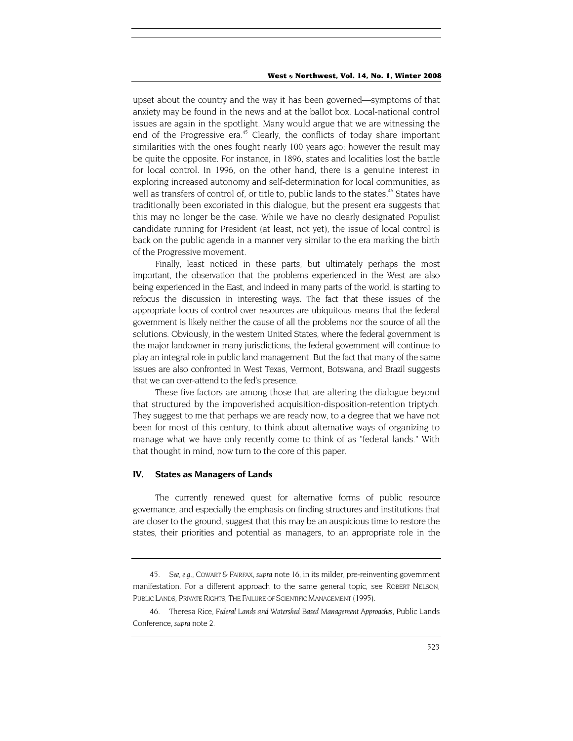upset about the country and the way it has been governed—symptoms of that anxiety may be found in the news and at the ballot box. Local-national control issues are again in the spotlight. Many would argue that we are witnessing the end of the Progressive era.[45] Clearly, the conflicts of today share important similarities with the ones fought nearly 100 years ago; however the result may be quite the opposite. For instance, in 1896, states and localities lost the battle for local control. In 1996, on the other hand, there is a genuine interest in exploring increased autonomy and self-determination for local communities, as well as transfers of control of, or title to, public lands to the states.[46] States have traditionally been excoriated in this dialogue, but the present era suggests that this may no longer be the case. While we have no clearly designated Populist candidate running for President (at least, not yet), the issue of local control is back on the public agenda in a manner very similar to the era marking the birth of the Progressive movement.

Finally, least noticed in these parts, but ultimately perhaps the most important, the observation that the problems experienced in the West are also being experienced in the East, and indeed in many parts of the world, is starting to refocus the discussion in interesting ways. The fact that these issues of the appropriate locus of control over resources are ubiquitous means that the federal government is likely neither the cause of all the problems nor the source of all the solutions. Obviously, in the western United States, where the federal government is the major landowner in many jurisdictions, the federal government will continue to play an integral role in public land management. But the fact that many of the same issues are also confronted in West Texas, Vermont, Botswana, and Brazil suggests that we can over-attend to the fed's presence.

These five factors are among those that are altering the dialogue beyond that structured by the impoverished acquisition-disposition-retention triptych. They suggest to me that perhaps we are ready now, to a degree that we have not been for most of this century, to think about alternative ways of organizing to manage what we have only recently come to think of as "federal lands." With that thought in mind, now turn to the core of this paper.

## IV. States as Managers of Lands

The currently renewed quest for alternative forms of public resource governance, and especially the emphasis on finding structures and institutions that are closer to the ground, suggest that this may be an auspicious time to restore the states, their priorities and potential as managers, to an appropriate role in the

---

45. *See, e.g.*, COWART & FAIRFAX, *supra* note 16, in its milder, pre-reinventing government manifestation. For a different approach to the same general topic, see ROBERT NELSON, PUBLIC LANDS, PRIVATE RIGHTS, THE FAILURE OF SCIENTIFIC MANAGEMENT (1995).

46. Theresa Rice, *Federal Lands and Watershed Based Management Approaches*, Public Lands Conference, *supra* note 2.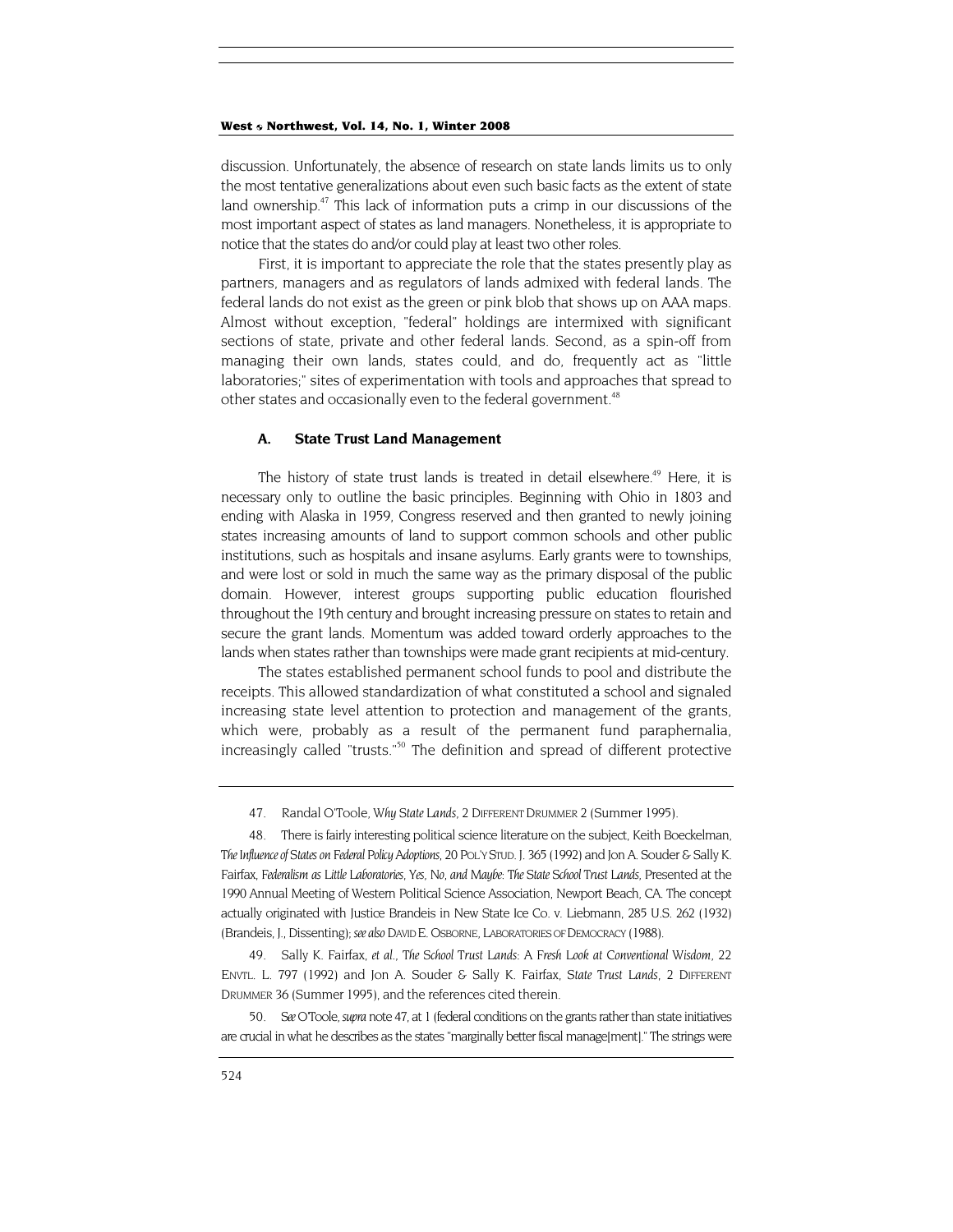discussion. Unfortunately, the absence of research on state lands limits us to only the most tentative generalizations about even such basic facts as the extent of state land ownership.[47] This lack of information puts a crimp in our discussions of the most important aspect of states as land managers. Nonetheless, it is appropriate to notice that the states do and/or could play at least two other roles.

First, it is important to appreciate the role that the states presently play as partners, managers and as regulators of lands admixed with federal lands. The federal lands do not exist as the green or pink blob that shows up on AAA maps. Almost without exception, "federal" holdings are intermixed with significant sections of state, private and other federal lands. Second, as a spin-off from managing their own lands, states could, and do, frequently act as "little laboratories;" sites of experimentation with tools and approaches that spread to other states and occasionally even to the federal government.[48]

### A. State Trust Land Management

The history of state trust lands is treated in detail elsewhere.[49] Here, it is necessary only to outline the basic principles. Beginning with Ohio in 1803 and ending with Alaska in 1959, Congress reserved and then granted to newly joining states increasing amounts of land to support common schools and other public institutions, such as hospitals and insane asylums. Early grants were to townships, and were lost or sold in much the same way as the primary disposal of the public domain. However, interest groups supporting public education flourished throughout the 19th century and brought increasing pressure on states to retain and secure the grant lands. Momentum was added toward orderly approaches to the lands when states rather than townships were made grant recipients at mid-century.

The states established permanent school funds to pool and distribute the receipts. This allowed standardization of what constituted a school and signaled increasing state level attention to protection and management of the grants, which were, probably as a result of the permanent fund paraphernalia, increasingly called "trusts."[50] The definition and spread of different protective

---

47. Randal O'Toole, *Why State Lands*, 2 DIFFERENT DRUMMER 2 (Summer 1995).

48. There is fairly interesting political science literature on the subject, Keith Boeckelman, *The Influence of States on Federal Policy Adoptions*, 20 POL'Y STUD. J. 365 (1992) and Jon A. Souder & Sally K. Fairfax, *Federalism as Little Laboratories, Yes, No, and Maybe: The State School Trust Lands*, Presented at the 1990 Annual Meeting of Western Political Science Association, Newport Beach, CA. The concept actually originated with Justice Brandeis in New State Ice Co. v. Liebmann, 285 U.S. 262 (1932) (Brandeis, J., Dissenting); *see also* DAVID E. OSBORNE, LABORATORIES OF DEMOCRACY (1988).

49. Sally K. Fairfax, *et al.*, *The School Trust Lands: A Fresh Look at Conventional Wisdom*, 22 ENVTL. L. 797 (1992) and Jon A. Souder & Sally K. Fairfax, *State Trust Lands*, 2 DIFFERENT DRUMMER 36 (Summer 1995), and the references cited therein.

50. *See* O'Toole, *supra* note 47, at 1 (federal conditions on the grants rather than state initiatives are crucial in what he describes as the states "marginally better fiscal manage[ment]." The strings were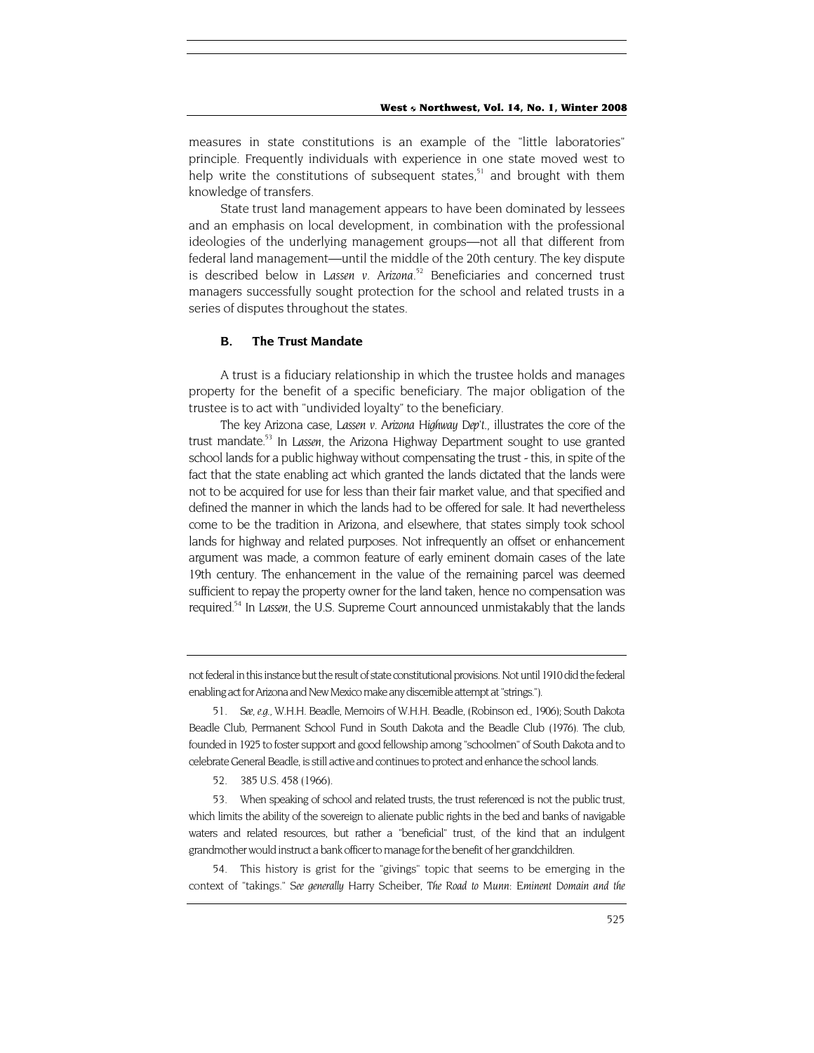measures in state constitutions is an example of the "little laboratories" principle. Frequently individuals with experience in one state moved west to help write the constitutions of subsequent states,[51] and brought with them knowledge of transfers.

State trust land management appears to have been dominated by lessees and an emphasis on local development, in combination with the professional ideologies of the underlying management groups—not all that different from federal land management—until the middle of the 20th century. The key dispute is described below in *Lassen v. Arizona*.[52] Beneficiaries and concerned trust managers successfully sought protection for the school and related trusts in a series of disputes throughout the states.

### B. The Trust Mandate

A trust is a fiduciary relationship in which the trustee holds and manages property for the benefit of a specific beneficiary. The major obligation of the trustee is to act with "undivided loyalty" to the beneficiary.

The key Arizona case, *Lassen v. Arizona Highway Dep't.*, illustrates the core of the trust mandate.[53] In *Lassen*, the Arizona Highway Department sought to use granted school lands for a public highway without compensating the trust - this, in spite of the fact that the state enabling act which granted the lands dictated that the lands were not to be acquired for use for less than their fair market value, and that specified and defined the manner in which the lands had to be offered for sale. It had nevertheless come to be the tradition in Arizona, and elsewhere, that states simply took school lands for highway and related purposes. Not infrequently an offset or enhancement argument was made, a common feature of early eminent domain cases of the late 19th century. The enhancement in the value of the remaining parcel was deemed sufficient to repay the property owner for the land taken, hence no compensation was required.[54] In *Lassen*, the U.S. Supreme Court announced unmistakably that the lands

---

not federal in this instance but the result of state constitutional provisions. Not until 1910 did the federal enabling act for Arizona and New Mexico make any discernible attempt at "strings.").

51. *See, e.g.*, W.H.H. Beadle, Memoirs of W.H.H. Beadle, (Robinson ed., 1906); South Dakota Beadle Club, Permanent School Fund in South Dakota and the Beadle Club (1976). The club, founded in 1925 to foster support and good fellowship among "schoolmen" of South Dakota and to celebrate General Beadle, is still active and continues to protect and enhance the school lands.

52. 385 U.S. 458 (1966).

53. When speaking of school and related trusts, the trust referenced is not the public trust, which limits the ability of the sovereign to alienate public rights in the bed and banks of navigable waters and related resources, but rather a "beneficial" trust, of the kind that an indulgent grandmother would instruct a bank officer to manage for the benefit of her grandchildren.

54. This history is grist for the "givings" topic that seems to be emerging in the context of "takings." *See generally* Harry Scheiber, *The Road to Munn: Eminent Domain and the*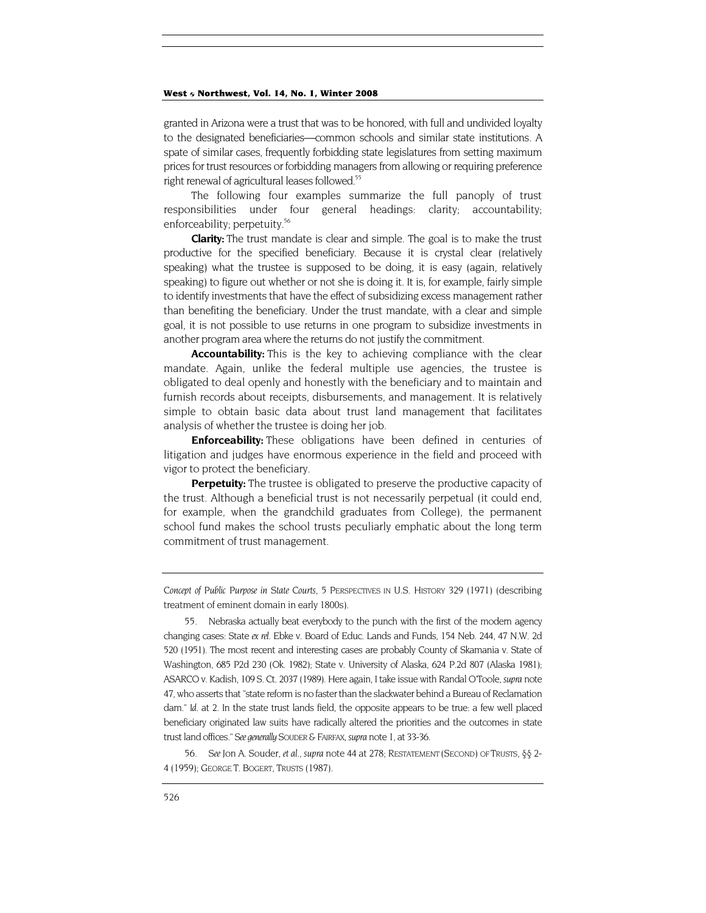granted in Arizona were a trust that was to be honored, with full and undivided loyalty to the designated beneficiaries—common schools and similar state institutions. A spate of similar cases, frequently forbidding state legislatures from setting maximum prices for trust resources or forbidding managers from allowing or requiring preference right renewal of agricultural leases followed.[55]

The following four examples summarize the full panoply of trust responsibilities under four general headings: clarity; accountability; enforceability; perpetuity.[56]

**Clarity:** The trust mandate is clear and simple. The goal is to make the trust productive for the specified beneficiary. Because it is crystal clear (relatively speaking) what the trustee is supposed to be doing, it is easy (again, relatively speaking) to figure out whether or not she is doing it. It is, for example, fairly simple to identify investments that have the effect of subsidizing excess management rather than benefiting the beneficiary. Under the trust mandate, with a clear and simple goal, it is not possible to use returns in one program to subsidize investments in another program area where the returns do not justify the commitment.

**Accountability:** This is the key to achieving compliance with the clear mandate. Again, unlike the federal multiple use agencies, the trustee is obligated to deal openly and honestly with the beneficiary and to maintain and furnish records about receipts, disbursements, and management. It is relatively simple to obtain basic data about trust land management that facilitates analysis of whether the trustee is doing her job.

**Enforceability:** These obligations have been defined in centuries of litigation and judges have enormous experience in the field and proceed with vigor to protect the beneficiary.

**Perpetuity:** The trustee is obligated to preserve the productive capacity of the trust. Although a beneficial trust is not necessarily perpetual (it could end, for example, when the grandchild graduates from College), the permanent school fund makes the school trusts peculiarly emphatic about the long term commitment of trust management.

---

*Concept of Public Purpose in State Courts*, 5 PERSPECTIVES IN U.S. HISTORY 329 (1971) (describing treatment of eminent domain in early 1800s).

55. Nebraska actually beat everybody to the punch with the first of the modern agency changing cases: State *ex rel.* Ebke v. Board of Educ. Lands and Funds, 154 Neb. 244, 47 N.W. 2d 520 (1951). The most recent and interesting cases are probably County of Skamania v. State of Washington, 685 P2d 230 (Ok. 1982); State v. University of Alaska, 624 P.2d 807 (Alaska 1981); ASARCO v. Kadish, 109 S. Ct. 2037 (1989). Here again, I take issue with Randal O'Toole, *supra* note 47, who asserts that "state reform is no faster than the slackwater behind a Bureau of Reclamation dam." *Id.* at 2. In the state trust lands field, the opposite appears to be true: a few well placed beneficiary originated law suits have radically altered the priorities and the outcomes in state trust land offices." *See generally* SOUDER & FAIRFAX, *supra* note 1, at 33-36.

56. *See* Jon A. Souder, *et al.*, *supra* note 44 at 278; RESTATEMENT (SECOND) OF TRUSTS, §§ 2-4 (1959); GEORGE T. BOGERT, TRUSTS (1987).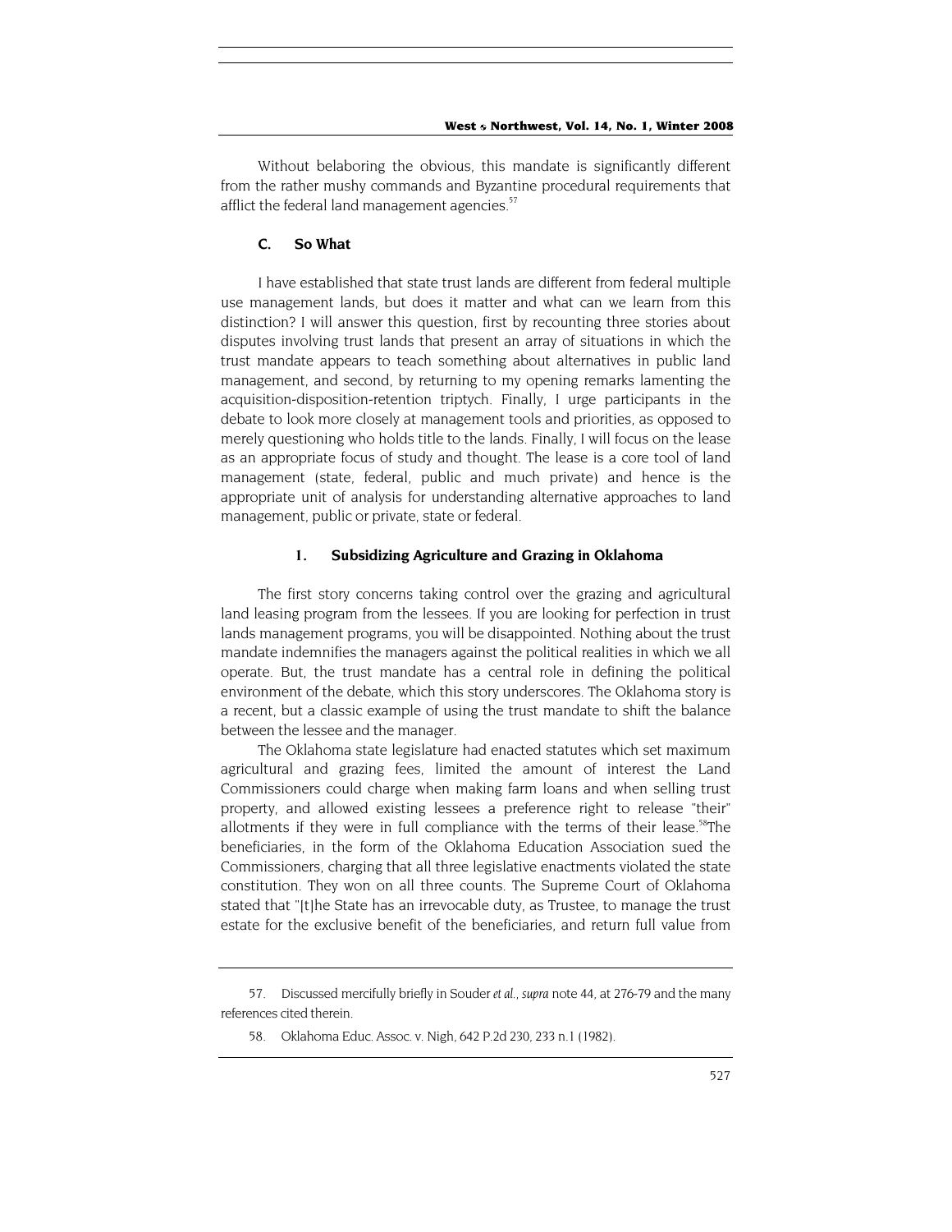Without belaboring the obvious, this mandate is significantly different from the rather mushy commands and Byzantine procedural requirements that afflict the federal land management agencies.[57]

### C. So What

I have established that state trust lands are different from federal multiple use management lands, but does it matter and what can we learn from this distinction? I will answer this question, first by recounting three stories about disputes involving trust lands that present an array of situations in which the trust mandate appears to teach something about alternatives in public land management, and second, by returning to my opening remarks lamenting the acquisition-disposition-retention triptych. Finally, I urge participants in the debate to look more closely at management tools and priorities, as opposed to merely questioning who holds title to the lands. Finally, I will focus on the lease as an appropriate focus of study and thought. The lease is a core tool of land management (state, federal, public and much private) and hence is the appropriate unit of analysis for understanding alternative approaches to land management, public or private, state or federal.

#### 1. Subsidizing Agriculture and Grazing in Oklahoma

The first story concerns taking control over the grazing and agricultural land leasing program from the lessees. If you are looking for perfection in trust lands management programs, you will be disappointed. Nothing about the trust mandate indemnifies the managers against the political realities in which we all operate. But, the trust mandate has a central role in defining the political environment of the debate, which this story underscores. The Oklahoma story is a recent, but a classic example of using the trust mandate to shift the balance between the lessee and the manager.

The Oklahoma state legislature had enacted statutes which set maximum agricultural and grazing fees, limited the amount of interest the Land Commissioners could charge when making farm loans and when selling trust property, and allowed existing lessees a preference right to release "their" allotments if they were in full compliance with the terms of their lease.[58] The beneficiaries, in the form of the Oklahoma Education Association sued the Commissioners, charging that all three legislative enactments violated the state constitution. They won on all three counts. The Supreme Court of Oklahoma stated that "[t]he State has an irrevocable duty, as Trustee, to manage the trust estate for the exclusive benefit of the beneficiaries, and return full value from

---

57. Discussed mercifully briefly in Souder *et al.*, *supra* note 44, at 276-79 and the many references cited therein.

58. Oklahoma Educ. Assoc. v. Nigh, 642 P.2d 230, 233 n.1 (1982).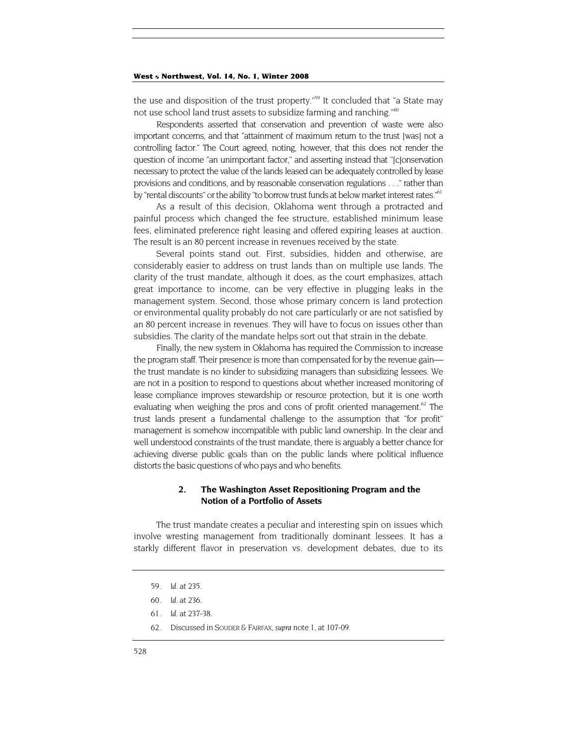the use and disposition of the trust property."[59] It concluded that "a State may not use school land trust assets to subsidize farming and ranching."[60]

Respondents asserted that conservation and prevention of waste were also important concerns, and that "attainment of maximum return to the trust [was] not a controlling factor." The Court agreed, noting, however, that this does not render the question of income "an unimportant factor," and asserting instead that "[c]onservation necessary to protect the value of the lands leased can be adequately controlled by lease provisions and conditions, and by reasonable conservation regulations . . ." rather than by "rental discounts" or the ability "to borrow trust funds at below market interest rates."[61]

As a result of this decision, Oklahoma went through a protracted and painful process which changed the fee structure, established minimum lease fees, eliminated preference right leasing and offered expiring leases at auction. The result is an 80 percent increase in revenues received by the state.

Several points stand out. First, subsidies, hidden and otherwise, are considerably easier to address on trust lands than on multiple use lands. The clarity of the trust mandate, although it does, as the court emphasizes, attach great importance to income, can be very effective in plugging leaks in the management system. Second, those whose primary concern is land protection or environmental quality probably do not care particularly or are not satisfied by an 80 percent increase in revenues. They will have to focus on issues other than subsidies. The clarity of the mandate helps sort out that strain in the debate.

Finally, the new system in Oklahoma has required the Commission to increase the program staff. Their presence is more than compensated for by the revenue gain—the trust mandate is no kinder to subsidizing managers than subsidizing lessees. We are not in a position to respond to questions about whether increased monitoring of lease compliance improves stewardship or resource protection, but it is one worth evaluating when weighing the pros and cons of profit oriented management.[62] The trust lands present a fundamental challenge to the assumption that "for profit" management is somehow incompatible with public land ownership. In the clear and well understood constraints of the trust mandate, there is arguably a better chance for achieving diverse public goals than on the public lands where political influence distorts the basic questions of who pays and who benefits.

### 2. The Washington Asset Repositioning Program and the Notion of a Portfolio of Assets

The trust mandate creates a peculiar and interesting spin on issues which involve wresting management from traditionally dominant lessees. It has a starkly different flavor in preservation vs. development debates, due to its

---

59. *Id.* at 235.

60. *Id.* at 236.

61. *Id.* at 237-38.

62. Discussed in SOUDER & FAIRFAX, *supra* note 1, at 107-09.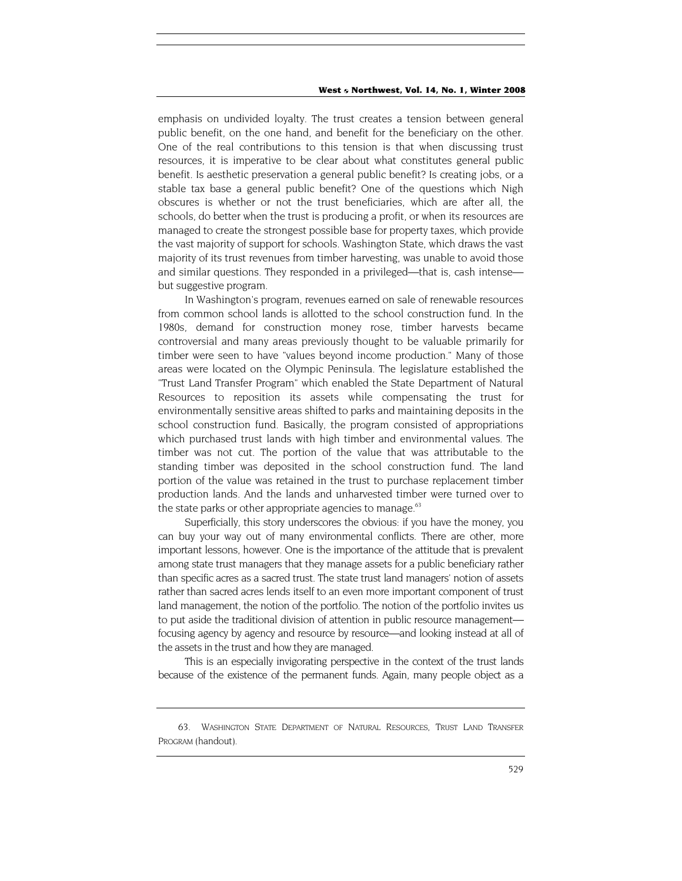emphasis on undivided loyalty. The trust creates a tension between general public benefit, on the one hand, and benefit for the beneficiary on the other. One of the real contributions to this tension is that when discussing trust resources, it is imperative to be clear about what constitutes general public benefit. Is aesthetic preservation a general public benefit? Is creating jobs, or a stable tax base a general public benefit? One of the questions which Nigh obscures is whether or not the trust beneficiaries, which are after all, the schools, do better when the trust is producing a profit, or when its resources are managed to create the strongest possible base for property taxes, which provide the vast majority of support for schools. Washington State, which draws the vast majority of its trust revenues from timber harvesting, was unable to avoid those and similar questions. They responded in a privileged—that is, cash intense—but suggestive program.

In Washington's program, revenues earned on sale of renewable resources from common school lands is allotted to the school construction fund. In the 1980s, demand for construction money rose, timber harvests became controversial and many areas previously thought to be valuable primarily for timber were seen to have "values beyond income production." Many of those areas were located on the Olympic Peninsula. The legislature established the "Trust Land Transfer Program" which enabled the State Department of Natural Resources to reposition its assets while compensating the trust for environmentally sensitive areas shifted to parks and maintaining deposits in the school construction fund. Basically, the program consisted of appropriations which purchased trust lands with high timber and environmental values. The timber was not cut. The portion of the value that was attributable to the standing timber was deposited in the school construction fund. The land portion of the value was retained in the trust to purchase replacement timber production lands. And the lands and unharvested timber were turned over to the state parks or other appropriate agencies to manage.[63]

Superficially, this story underscores the obvious: if you have the money, you can buy your way out of many environmental conflicts. There are other, more important lessons, however. One is the importance of the attitude that is prevalent among state trust managers that they manage assets for a public beneficiary rather than specific acres as a sacred trust. The state trust land managers' notion of assets rather than sacred acres lends itself to an even more important component of trust land management, the notion of the portfolio. The notion of the portfolio invites us to put aside the traditional division of attention in public resource management—focusing agency by agency and resource by resource—and looking instead at all of the assets in the trust and how they are managed.

This is an especially invigorating perspective in the context of the trust lands because of the existence of the permanent funds. Again, many people object as a

---

63. WASHINGTON STATE DEPARTMENT OF NATURAL RESOURCES, TRUST LAND TRANSFER PROGRAM (handout).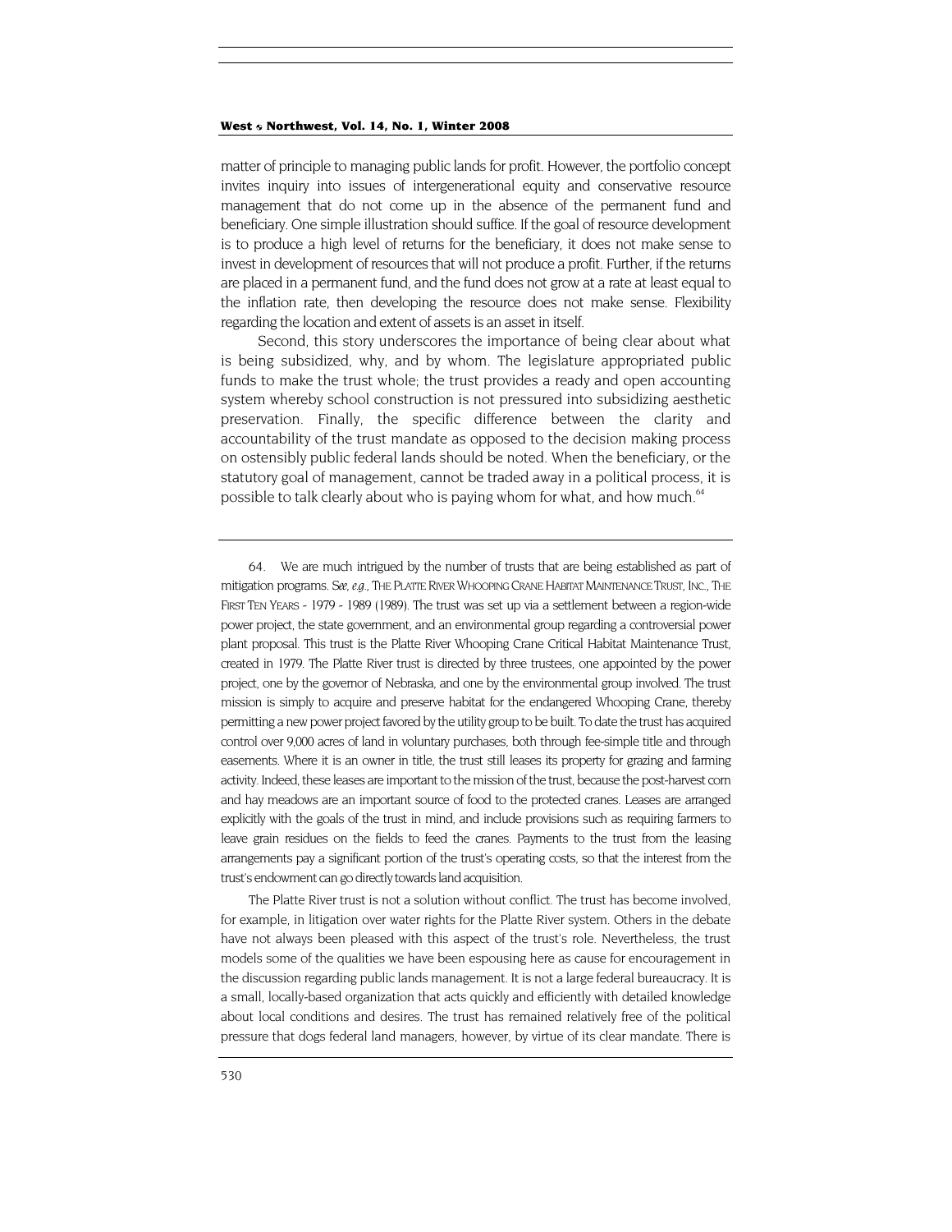matter of principle to managing public lands for profit. However, the portfolio concept invites inquiry into issues of intergenerational equity and conservative resource management that do not come up in the absence of the permanent fund and beneficiary. One simple illustration should suffice. If the goal of resource development is to produce a high level of returns for the beneficiary, it does not make sense to invest in development of resources that will not produce a profit. Further, if the returns are placed in a permanent fund, and the fund does not grow at a rate at least equal to the inflation rate, then developing the resource does not make sense. Flexibility regarding the location and extent of assets is an asset in itself.

Second, this story underscores the importance of being clear about what is being subsidized, why, and by whom. The legislature appropriated public funds to make the trust whole; the trust provides a ready and open accounting system whereby school construction is not pressured into subsidizing aesthetic preservation. Finally, the specific difference between the clarity and accountability of the trust mandate as opposed to the decision making process on ostensibly public federal lands should be noted. When the beneficiary, or the statutory goal of management, cannot be traded away in a political process, it is possible to talk clearly about who is paying whom for what, and how much.[64]

---

64. We are much intrigued by the number of trusts that are being established as part of mitigation programs. *See, e.g.*, THE PLATTE RIVER WHOOPING CRANE HABITAT MAINTENANCE TRUST, INC., THE FIRST TEN YEARS - 1979 - 1989 (1989). The trust was set up via a settlement between a region-wide power project, the state government, and an environmental group regarding a controversial power plant proposal. This trust is the Platte River Whooping Crane Critical Habitat Maintenance Trust, created in 1979. The Platte River trust is directed by three trustees, one appointed by the power project, one by the governor of Nebraska, and one by the environmental group involved. The trust mission is simply to acquire and preserve habitat for the endangered Whooping Crane, thereby permitting a new power project favored by the utility group to be built. To date the trust has acquired control over 9,000 acres of land in voluntary purchases, both through fee-simple title and through easements. Where it is an owner in title, the trust still leases its property for grazing and farming activity. Indeed, these leases are important to the mission of the trust, because the post-harvest corn and hay meadows are an important source of food to the protected cranes. Leases are arranged explicitly with the goals of the trust in mind, and include provisions such as requiring farmers to leave grain residues on the fields to feed the cranes. Payments to the trust from the leasing arrangements pay a significant portion of the trust's operating costs, so that the interest from the trust's endowment can go directly towards land acquisition.

The Platte River trust is not a solution without conflict. The trust has become involved, for example, in litigation over water rights for the Platte River system. Others in the debate have not always been pleased with this aspect of the trust's role. Nevertheless, the trust models some of the qualities we have been espousing here as cause for encouragement in the discussion regarding public lands management. It is not a large federal bureaucracy. It is a small, locally-based organization that acts quickly and efficiently with detailed knowledge about local conditions and desires. The trust has remained relatively free of the political pressure that dogs federal land managers, however, by virtue of its clear mandate. There is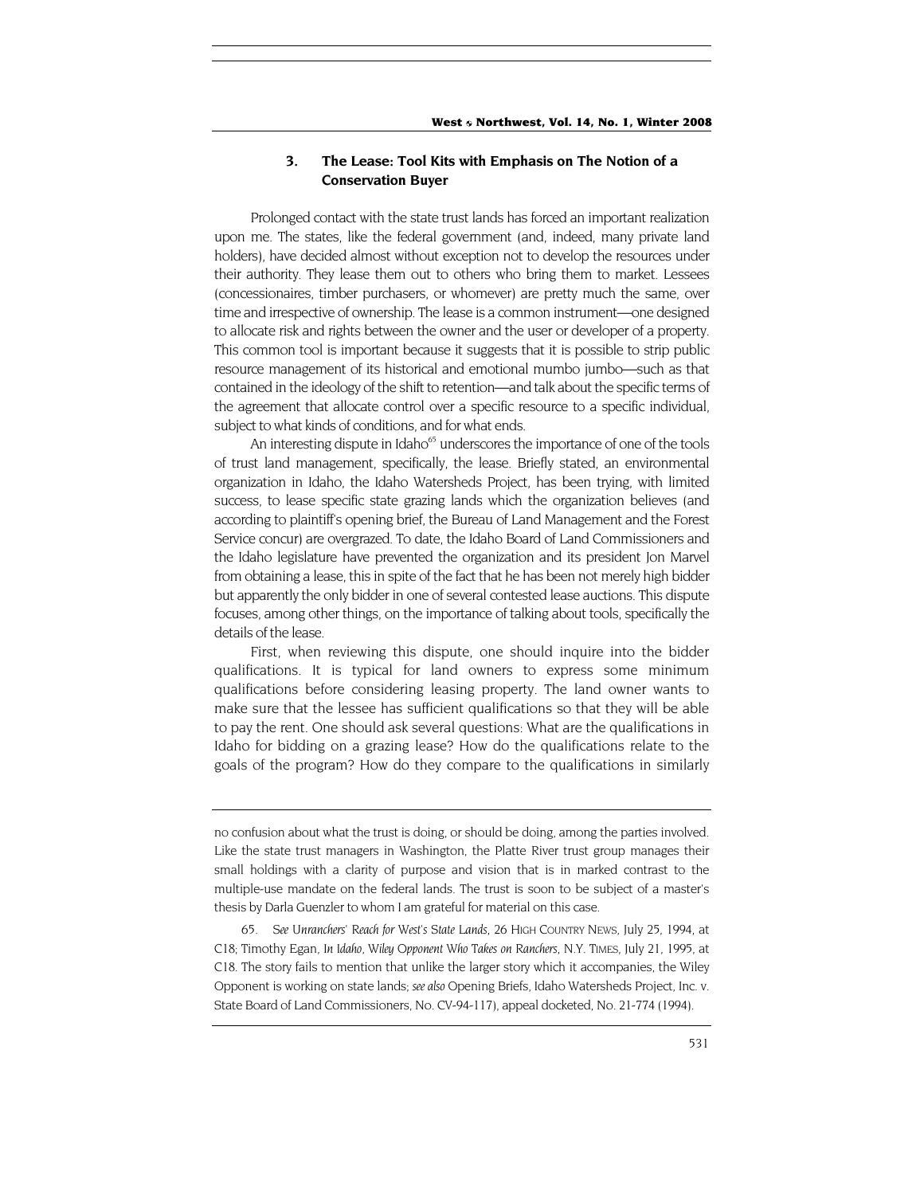### 3. The Lease: Tool Kits with Emphasis on The Notion of a Conservation Buyer

Prolonged contact with the state trust lands has forced an important realization upon me. The states, like the federal government (and, indeed, many private land holders), have decided almost without exception not to develop the resources under their authority. They lease them out to others who bring them to market. Lessees (concessionaires, timber purchasers, or whomever) are pretty much the same, over time and irrespective of ownership. The lease is a common instrument—one designed to allocate risk and rights between the owner and the user or developer of a property. This common tool is important because it suggests that it is possible to strip public resource management of its historical and emotional mumbo jumbo—such as that contained in the ideology of the shift to retention—and talk about the specific terms of the agreement that allocate control over a specific resource to a specific individual, subject to what kinds of conditions, and for what ends.

An interesting dispute in Idaho[65] underscores the importance of one of the tools of trust land management, specifically, the lease. Briefly stated, an environmental organization in Idaho, the Idaho Watersheds Project, has been trying, with limited success, to lease specific state grazing lands which the organization believes (and according to plaintiff's opening brief, the Bureau of Land Management and the Forest Service concur) are overgrazed. To date, the Idaho Board of Land Commissioners and the Idaho legislature have prevented the organization and its president Jon Marvel from obtaining a lease, this in spite of the fact that he has been not merely high bidder but apparently the only bidder in one of several contested lease auctions. This dispute focuses, among other things, on the importance of talking about tools, specifically the details of the lease.

First, when reviewing this dispute, one should inquire into the bidder qualifications. It is typical for land owners to express some minimum qualifications before considering leasing property. The land owner wants to make sure that the lessee has sufficient qualifications so that they will be able to pay the rent. One should ask several questions: What are the qualifications in Idaho for bidding on a grazing lease? How do the qualifications relate to the goals of the program? How do they compare to the qualifications in similarly

---

no confusion about what the trust is doing, or should be doing, among the parties involved. Like the state trust managers in Washington, the Platte River trust group manages their small holdings with a clarity of purpose and vision that is in marked contrast to the multiple-use mandate on the federal lands. The trust is soon to be subject of a master's thesis by Darla Guenzler to whom I am grateful for material on this case.

65. *See Unranchers' Reach for West's State Lands*, 26 HIGH COUNTRY NEWS, July 25, 1994, at C18; Timothy Egan, *In Idaho, Wiley Opponent Who Takes on Ranchers*, N.Y. TIMES, July 21, 1995, at C18. The story fails to mention that unlike the larger story which it accompanies, the Wiley Opponent is working on state lands; *see also* Opening Briefs, Idaho Watersheds Project, Inc. v. State Board of Land Commissioners, No. CV-94-117), appeal docketed, No. 21-774 (1994).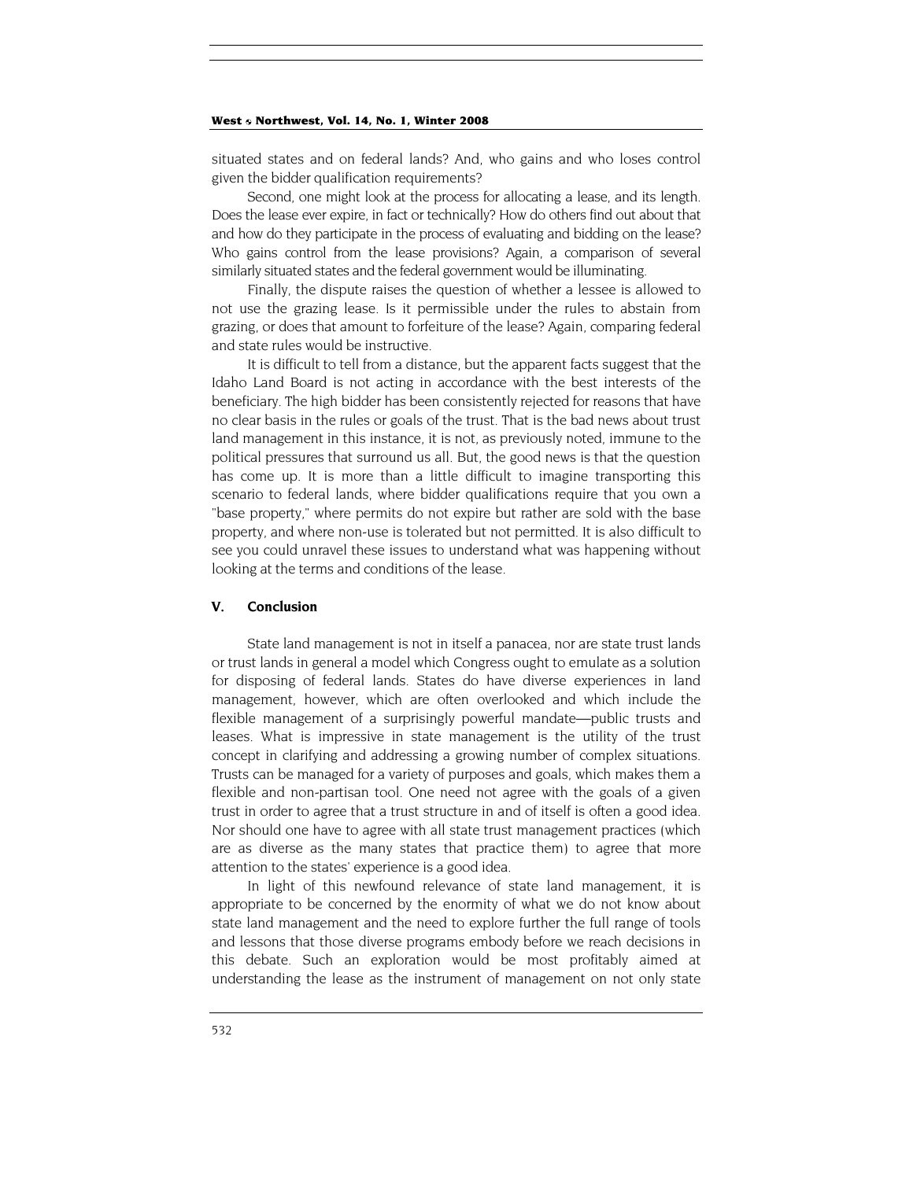situated states and on federal lands? And, who gains and who loses control given the bidder qualification requirements?

Second, one might look at the process for allocating a lease, and its length. Does the lease ever expire, in fact or technically? How do others find out about that and how do they participate in the process of evaluating and bidding on the lease? Who gains control from the lease provisions? Again, a comparison of several similarly situated states and the federal government would be illuminating.

Finally, the dispute raises the question of whether a lessee is allowed to not use the grazing lease. Is it permissible under the rules to abstain from grazing, or does that amount to forfeiture of the lease? Again, comparing federal and state rules would be instructive.

It is difficult to tell from a distance, but the apparent facts suggest that the Idaho Land Board is not acting in accordance with the best interests of the beneficiary. The high bidder has been consistently rejected for reasons that have no clear basis in the rules or goals of the trust. That is the bad news about trust land management in this instance, it is not, as previously noted, immune to the political pressures that surround us all. But, the good news is that the question has come up. It is more than a little difficult to imagine transporting this scenario to federal lands, where bidder qualifications require that you own a "base property," where permits do not expire but rather are sold with the base property, and where non-use is tolerated but not permitted. It is also difficult to see you could unravel these issues to understand what was happening without looking at the terms and conditions of the lease.

## V. Conclusion

State land management is not in itself a panacea, nor are state trust lands or trust lands in general a model which Congress ought to emulate as a solution for disposing of federal lands. States do have diverse experiences in land management, however, which are often overlooked and which include the flexible management of a surprisingly powerful mandate—public trusts and leases. What is impressive in state management is the utility of the trust concept in clarifying and addressing a growing number of complex situations. Trusts can be managed for a variety of purposes and goals, which makes them a flexible and non-partisan tool. One need not agree with the goals of a given trust in order to agree that a trust structure in and of itself is often a good idea. Nor should one have to agree with all state trust management practices (which are as diverse as the many states that practice them) to agree that more attention to the states' experience is a good idea.

In light of this newfound relevance of state land management, it is appropriate to be concerned by the enormity of what we do not know about state land management and the need to explore further the full range of tools and lessons that those diverse programs embody before we reach decisions in this debate. Such an exploration would be most profitably aimed at understanding the lease as the instrument of management on not only state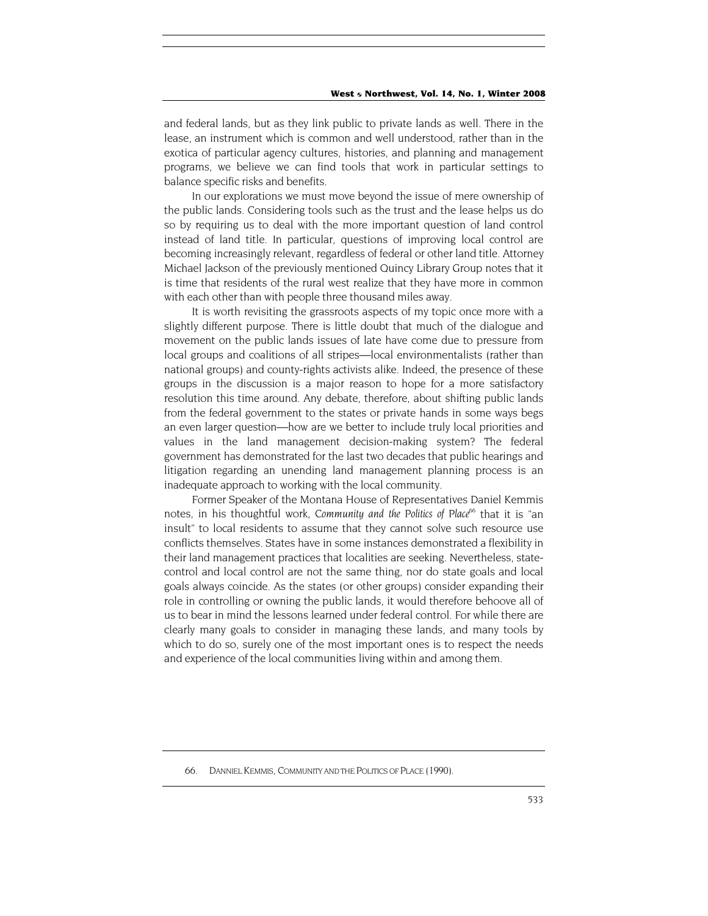and federal lands, but as they link public to private lands as well. There in the lease, an instrument which is common and well understood, rather than in the exotica of particular agency cultures, histories, and planning and management programs, we believe we can find tools that work in particular settings to balance specific risks and benefits.

In our explorations we must move beyond the issue of mere ownership of the public lands. Considering tools such as the trust and the lease helps us do so by requiring us to deal with the more important question of land control instead of land title. In particular, questions of improving local control are becoming increasingly relevant, regardless of federal or other land title. Attorney Michael Jackson of the previously mentioned Quincy Library Group notes that it is time that residents of the rural west realize that they have more in common with each other than with people three thousand miles away.

It is worth revisiting the grassroots aspects of my topic once more with a slightly different purpose. There is little doubt that much of the dialogue and movement on the public lands issues of late have come due to pressure from local groups and coalitions of all stripes—local environmentalists (rather than national groups) and county-rights activists alike. Indeed, the presence of these groups in the discussion is a major reason to hope for a more satisfactory resolution this time around. Any debate, therefore, about shifting public lands from the federal government to the states or private hands in some ways begs an even larger question—how are we better to include truly local priorities and values in the land management decision-making system? The federal government has demonstrated for the last two decades that public hearings and litigation regarding an unending land management planning process is an inadequate approach to working with the local community.

Former Speaker of the Montana House of Representatives Daniel Kemmis notes, in his thoughtful work, *Community and the Politics of Place*[66] that it is "an insult" to local residents to assume that they cannot solve such resource use conflicts themselves. States have in some instances demonstrated a flexibility in their land management practices that localities are seeking. Nevertheless, state-control and local control are not the same thing, nor do state goals and local goals always coincide. As the states (or other groups) consider expanding their role in controlling or owning the public lands, it would therefore behoove all of us to bear in mind the lessons learned under federal control. For while there are clearly many goals to consider in managing these lands, and many tools by which to do so, surely one of the most important ones is to respect the needs and experience of the local communities living within and among them.

---

66. DANNIEL KEMMIS, COMMUNITY AND THE POLITICS OF PLACE (1990).